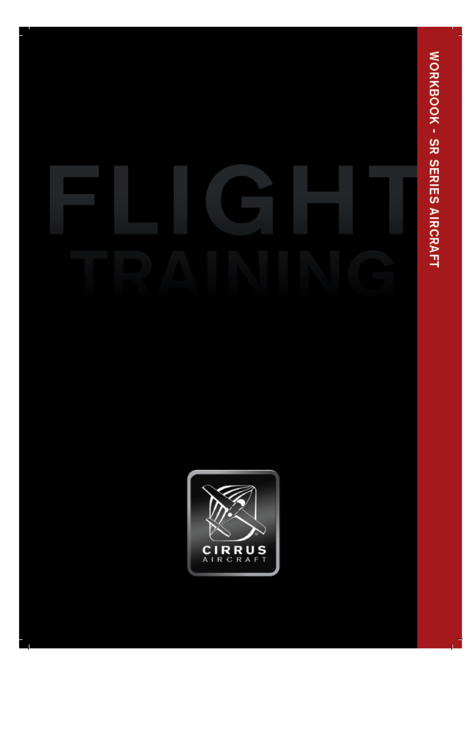# FLIGHT TRAINING

WORKBOOK - SR SERIES AIRCRAFT

CIRRUS AIRCRAFT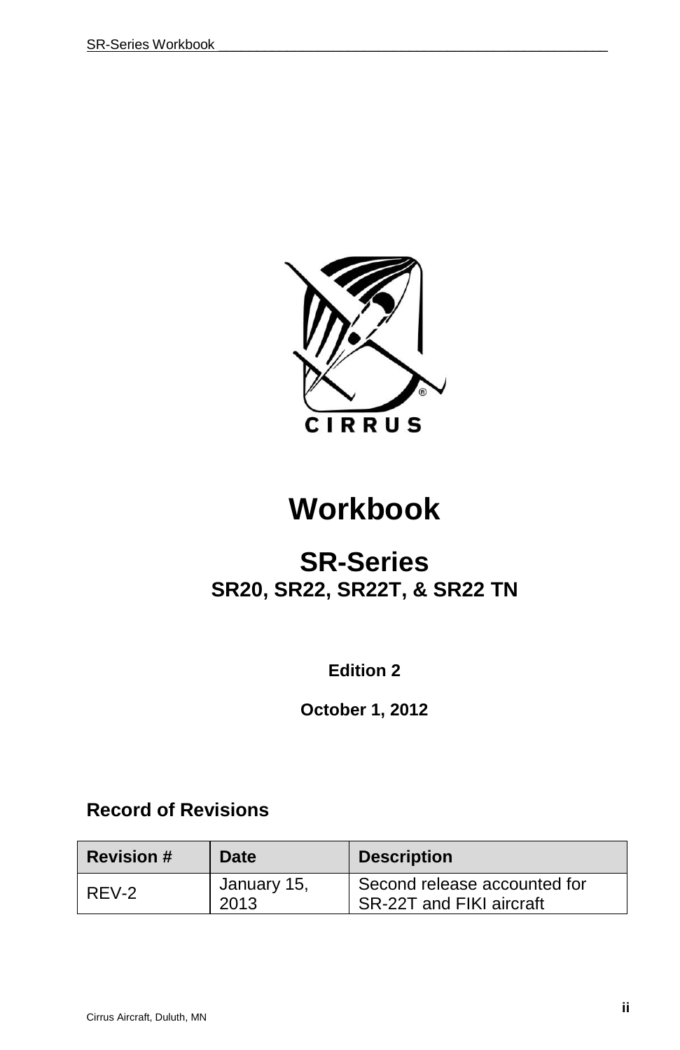CIRRUS

# Workbook

## SR-Series

### SR20, SR22, SR22T, & SR22 TN

**Edition 2**

**October 1, 2012**

### Record of Revisions

| Revision # | Date | Description |
|---|---|---|
| REV-2 | January 15, 2013 | Second release accounted for SR-22T and FIKI aircraft |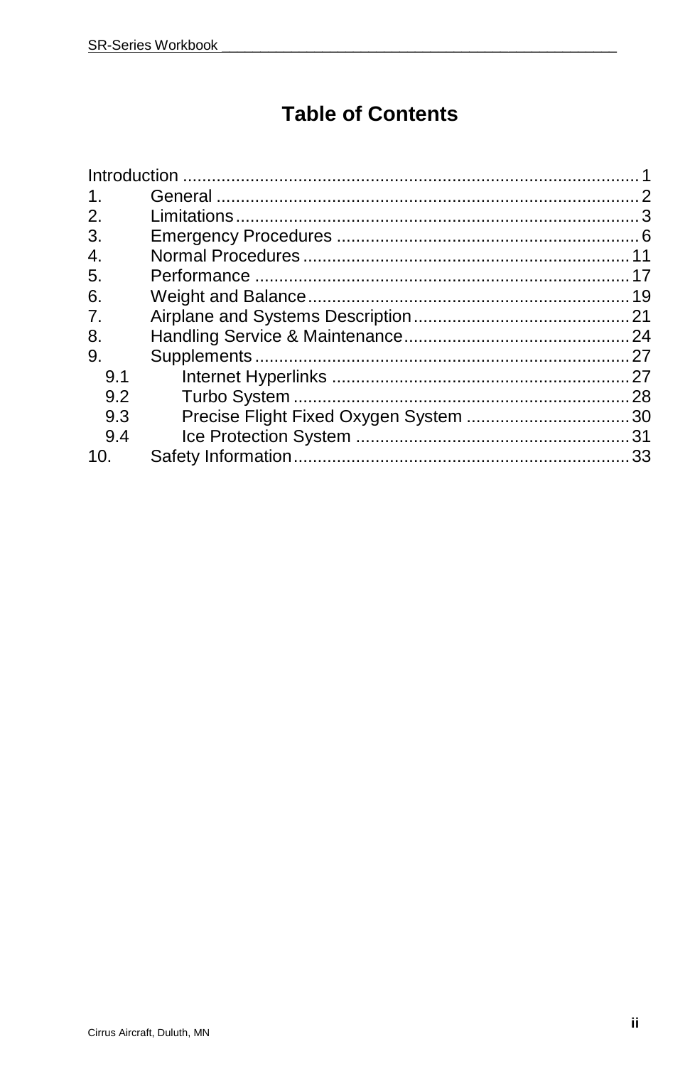# Table of Contents

Introduction ..... 1
1. General ..... 2
2. Limitations ..... 3
3. Emergency Procedures ..... 6
4. Normal Procedures ..... 11
5. Performance ..... 17
6. Weight and Balance ..... 19
7. Airplane and Systems Description ..... 21
8. Handling Service & Maintenance ..... 24
9. Supplements ..... 27
   - 9.1 Internet Hyperlinks ..... 27
   - 9.2 Turbo System ..... 28
   - 9.3 Precise Flight Fixed Oxygen System ..... 30
   - 9.4 Ice Protection System ..... 31
10. Safety Information ..... 33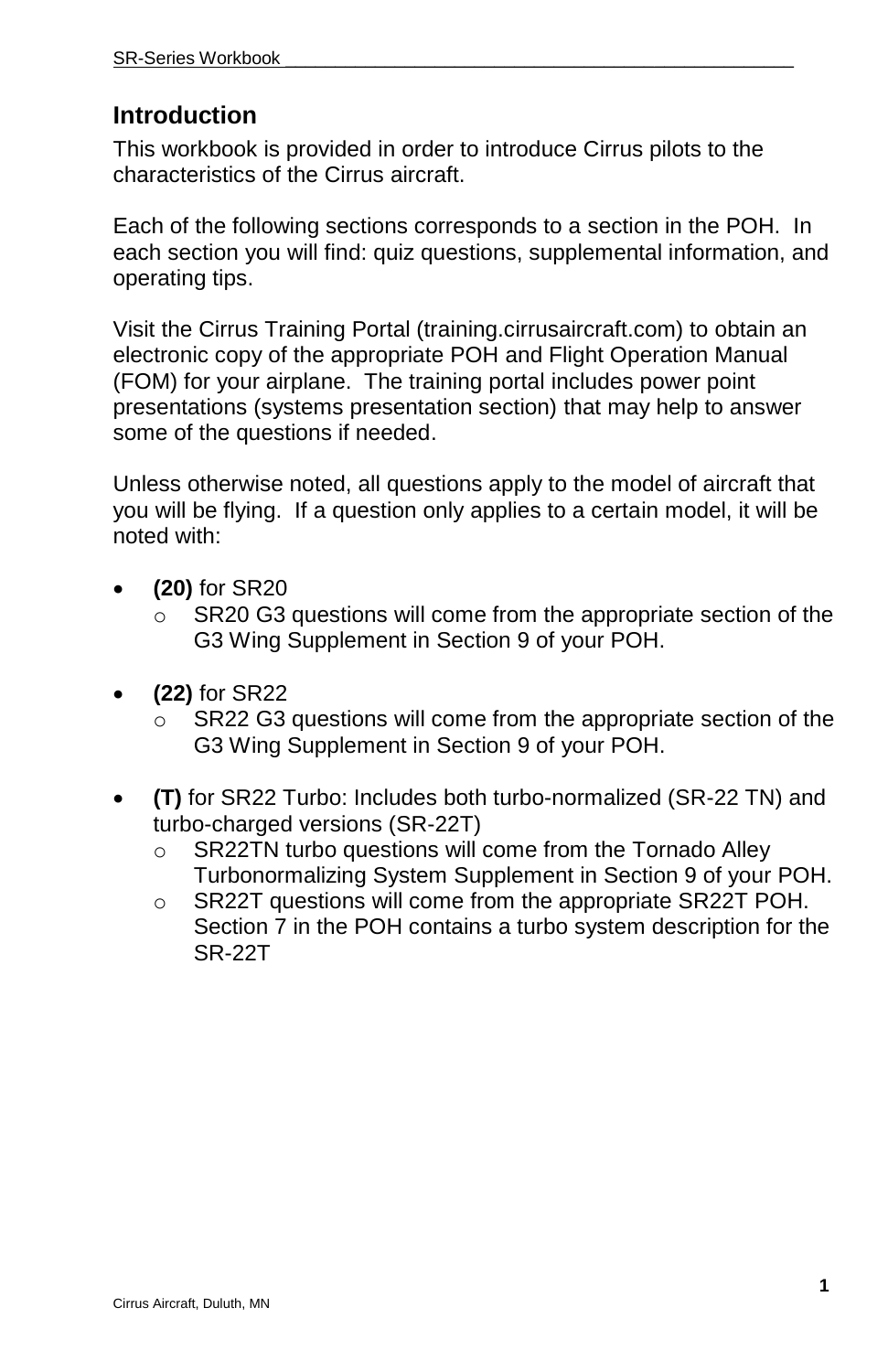## Introduction

This workbook is provided in order to introduce Cirrus pilots to the characteristics of the Cirrus aircraft.

Each of the following sections corresponds to a section in the POH. In each section you will find: quiz questions, supplemental information, and operating tips.

Visit the Cirrus Training Portal (training.cirrusaircraft.com) to obtain an electronic copy of the appropriate POH and Flight Operation Manual (FOM) for your airplane. The training portal includes power point presentations (systems presentation section) that may help to answer some of the questions if needed.

Unless otherwise noted, all questions apply to the model of aircraft that you will be flying. If a question only applies to a certain model, it will be noted with:

- **(20)** for SR20
  - SR20 G3 questions will come from the appropriate section of the G3 Wing Supplement in Section 9 of your POH.
- **(22)** for SR22
  - SR22 G3 questions will come from the appropriate section of the G3 Wing Supplement in Section 9 of your POH.
- **(T)** for SR22 Turbo: Includes both turbo-normalized (SR-22 TN) and turbo-charged versions (SR-22T)
  - SR22TN turbo questions will come from the Tornado Alley Turbonormalizing System Supplement in Section 9 of your POH.
  - SR22T questions will come from the appropriate SR22T POH. Section 7 in the POH contains a turbo system description for the SR-22T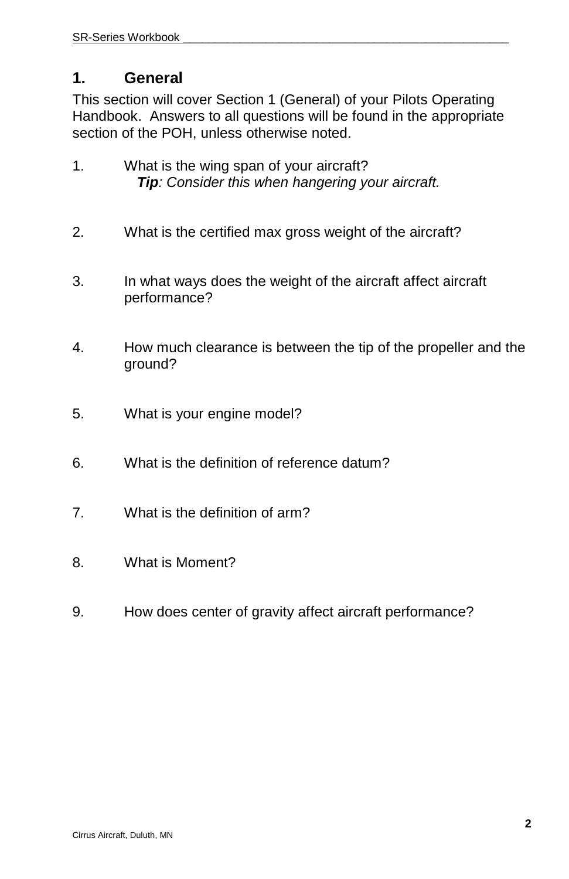## 1. General

This section will cover Section 1 (General) of your Pilots Operating Handbook. Answers to all questions will be found in the appropriate section of the POH, unless otherwise noted.

1. What is the wing span of your aircraft?
   ***Tip****: Consider this when hangering your aircraft.*

2. What is the certified max gross weight of the aircraft?

3. In what ways does the weight of the aircraft affect aircraft performance?

4. How much clearance is between the tip of the propeller and the ground?

5. What is your engine model?

6. What is the definition of reference datum?

7. What is the definition of arm?

8. What is Moment?

9. How does center of gravity affect aircraft performance?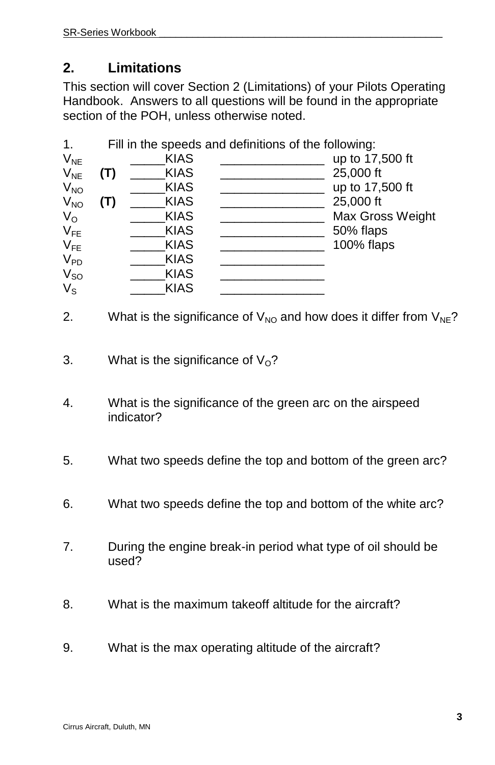## 2. Limitations

This section will cover Section 2 (Limitations) of your Pilots Operating Handbook. Answers to all questions will be found in the appropriate section of the POH, unless otherwise noted.

1. Fill in the speeds and definitions of the following:

| | | | | |
|---|---|---|---|---|
| $V_{NE}$ | | _____KIAS | _______________ | up to 17,500 ft |
| $V_{NE}$ | **(T)** | _____KIAS | _______________ | 25,000 ft |
| $V_{NO}$ | | _____KIAS | _______________ | up to 17,500 ft |
| $V_{NO}$ | **(T)** | _____KIAS | _______________ | 25,000 ft |
| $V_O$ | | _____KIAS | _______________ | Max Gross Weight |
| $V_{FE}$ | | _____KIAS | _______________ | 50% flaps |
| $V_{FE}$ | | _____KIAS | _______________ | 100% flaps |
| $V_{PD}$ | | _____KIAS | _______________ | |
| $V_{SO}$ | | _____KIAS | _______________ | |
| $V_S$ | | _____KIAS | _______________ | |

2. What is the significance of $V_{NO}$ and how does it differ from $V_{NE}$?

3. What is the significance of $V_O$?

4. What is the significance of the green arc on the airspeed indicator?

5. What two speeds define the top and bottom of the green arc?

6. What two speeds define the top and bottom of the white arc?

7. During the engine break-in period what type of oil should be used?

8. What is the maximum takeoff altitude for the aircraft?

9. What is the max operating altitude of the aircraft?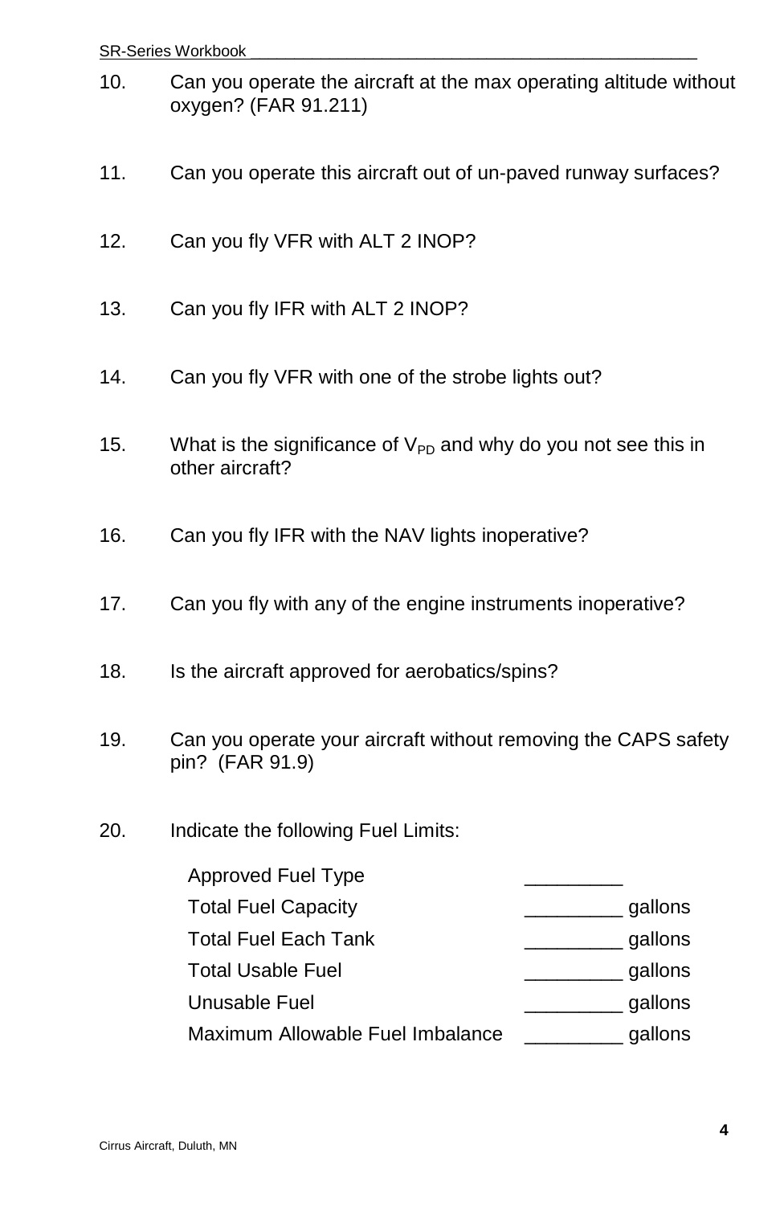10. Can you operate the aircraft at the max operating altitude without oxygen? (FAR 91.211)

11. Can you operate this aircraft out of un-paved runway surfaces?

12. Can you fly VFR with ALT 2 INOP?

13. Can you fly IFR with ALT 2 INOP?

14. Can you fly VFR with one of the strobe lights out?

15. What is the significance of $V_{PD}$ and why do you not see this in other aircraft?

16. Can you fly IFR with the NAV lights inoperative?

17. Can you fly with any of the engine instruments inoperative?

18. Is the aircraft approved for aerobatics/spins?

19. Can you operate your aircraft without removing the CAPS safety pin? (FAR 91.9)

20. Indicate the following Fuel Limits:

| | |
|---|---|
| Approved Fuel Type | _________ |
| Total Fuel Capacity | _________ gallons |
| Total Fuel Each Tank | _________ gallons |
| Total Usable Fuel | _________ gallons |
| Unusable Fuel | _________ gallons |
| Maximum Allowable Fuel Imbalance | _________ gallons |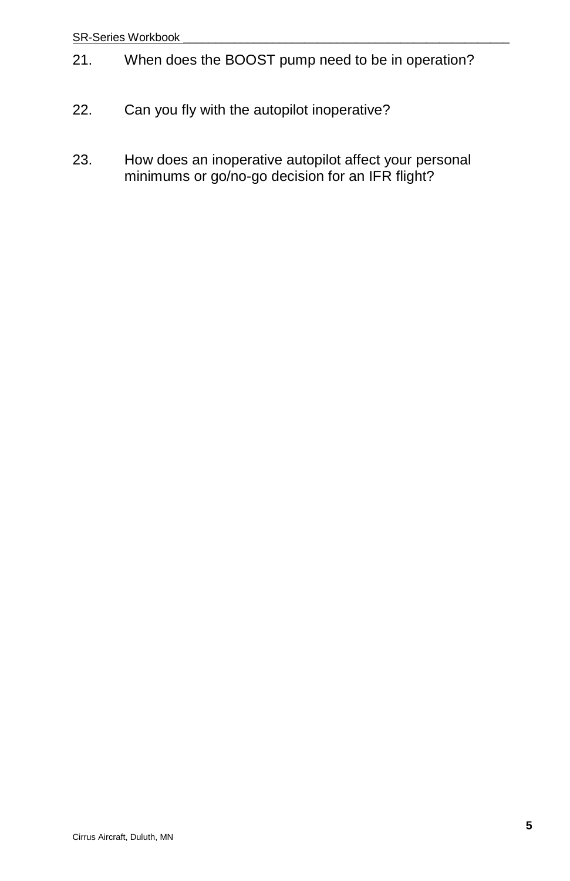21. When does the BOOST pump need to be in operation?

22. Can you fly with the autopilot inoperative?

23. How does an inoperative autopilot affect your personal minimums or go/no-go decision for an IFR flight?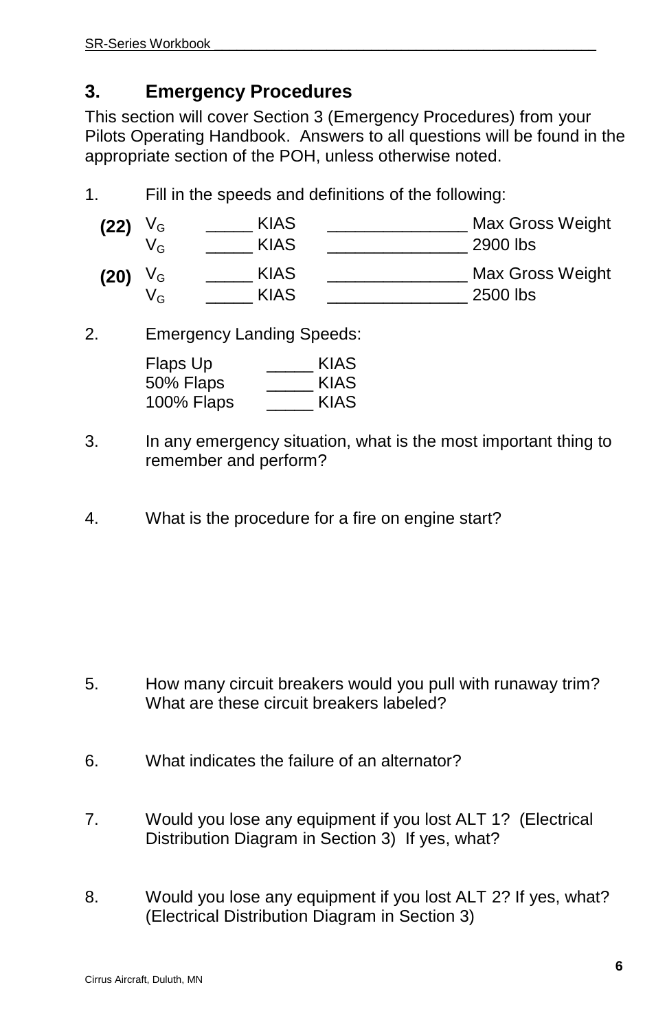## 3. Emergency Procedures

This section will cover Section 3 (Emergency Procedures) from your Pilots Operating Handbook. Answers to all questions will be found in the appropriate section of the POH, unless otherwise noted.

1. Fill in the speeds and definitions of the following:

| | | | | |
|---|---|---|---|---|
| **(22)** | $V_G$ | _____ KIAS | _______________ | Max Gross Weight |
| | $V_G$ | _____ KIAS | _______________ | 2900 lbs |
| **(20)** | $V_G$ | _____ KIAS | _______________ | Max Gross Weight |
| | $V_G$ | _____ KIAS | _______________ | 2500 lbs |

2. Emergency Landing Speeds:

   Flaps Up _____ KIAS
   50% Flaps _____ KIAS
   100% Flaps _____ KIAS

3. In any emergency situation, what is the most important thing to remember and perform?

4. What is the procedure for a fire on engine start?

5. How many circuit breakers would you pull with runaway trim? What are these circuit breakers labeled?

6. What indicates the failure of an alternator?

7. Would you lose any equipment if you lost ALT 1? (Electrical Distribution Diagram in Section 3) If yes, what?

8. Would you lose any equipment if you lost ALT 2? If yes, what? (Electrical Distribution Diagram in Section 3)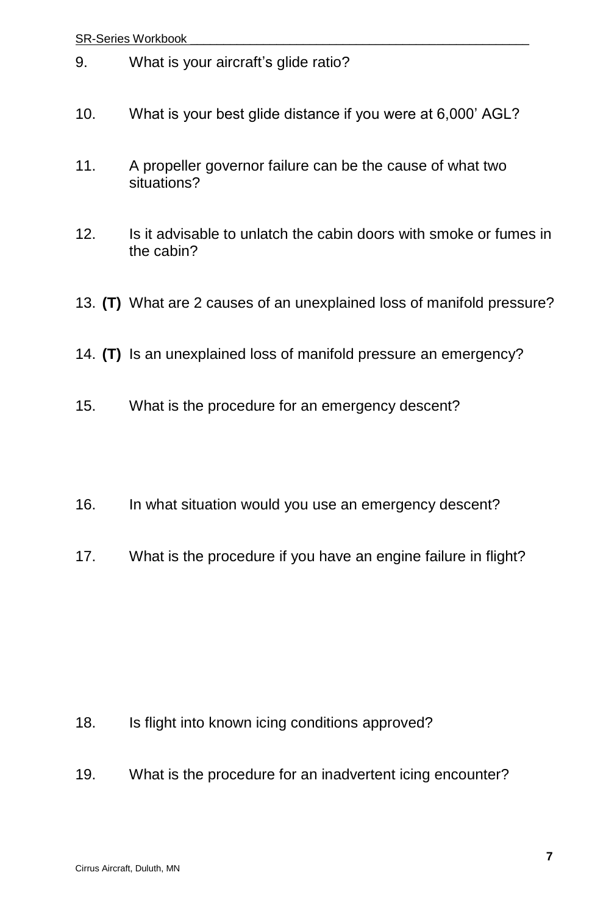9. What is your aircraft's glide ratio?

10. What is your best glide distance if you were at 6,000' AGL?

11. A propeller governor failure can be the cause of what two situations?

12. Is it advisable to unlatch the cabin doors with smoke or fumes in the cabin?

13. **(T)** What are 2 causes of an unexplained loss of manifold pressure?

14. **(T)** Is an unexplained loss of manifold pressure an emergency?

15. What is the procedure for an emergency descent?

16. In what situation would you use an emergency descent?

17. What is the procedure if you have an engine failure in flight?

18. Is flight into known icing conditions approved?

19. What is the procedure for an inadvertent icing encounter?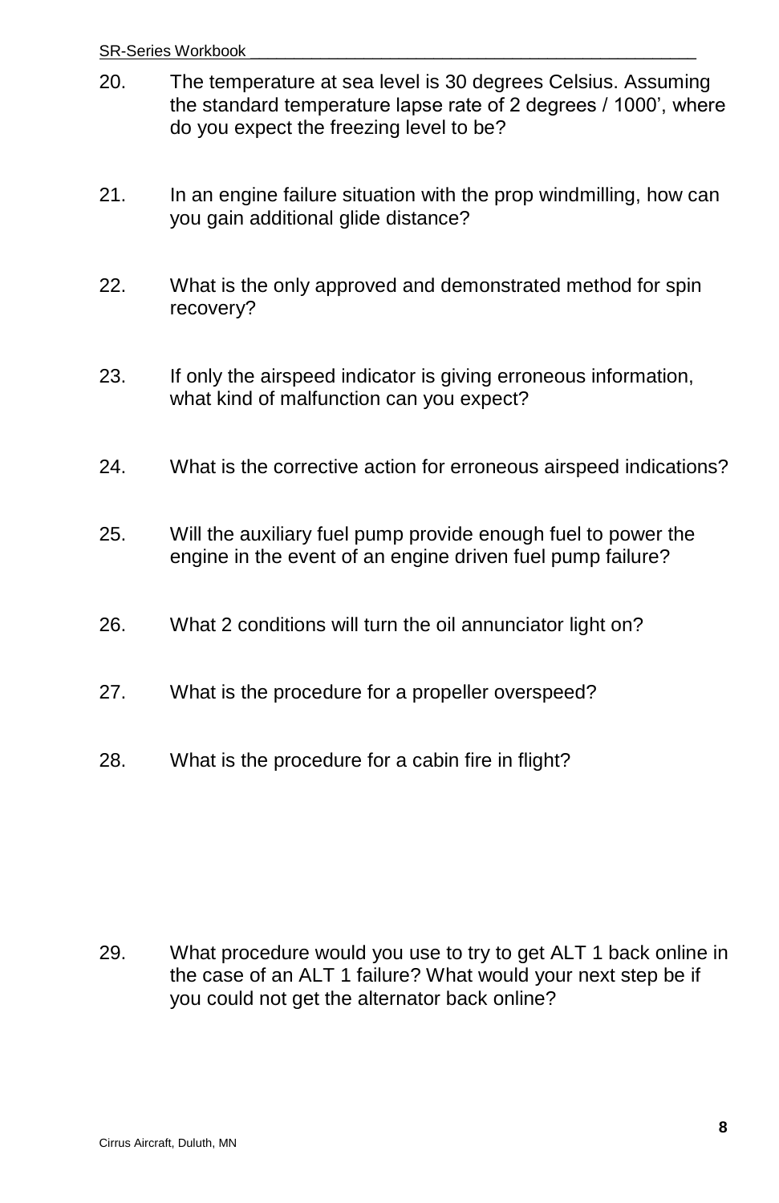20. The temperature at sea level is 30 degrees Celsius. Assuming the standard temperature lapse rate of 2 degrees / 1000’, where do you expect the freezing level to be?

21. In an engine failure situation with the prop windmilling, how can you gain additional glide distance?

22. What is the only approved and demonstrated method for spin recovery?

23. If only the airspeed indicator is giving erroneous information, what kind of malfunction can you expect?

24. What is the corrective action for erroneous airspeed indications?

25. Will the auxiliary fuel pump provide enough fuel to power the engine in the event of an engine driven fuel pump failure?

26. What 2 conditions will turn the oil annunciator light on?

27. What is the procedure for a propeller overspeed?

28. What is the procedure for a cabin fire in flight?

29. What procedure would you use to try to get ALT 1 back online in the case of an ALT 1 failure? What would your next step be if you could not get the alternator back online?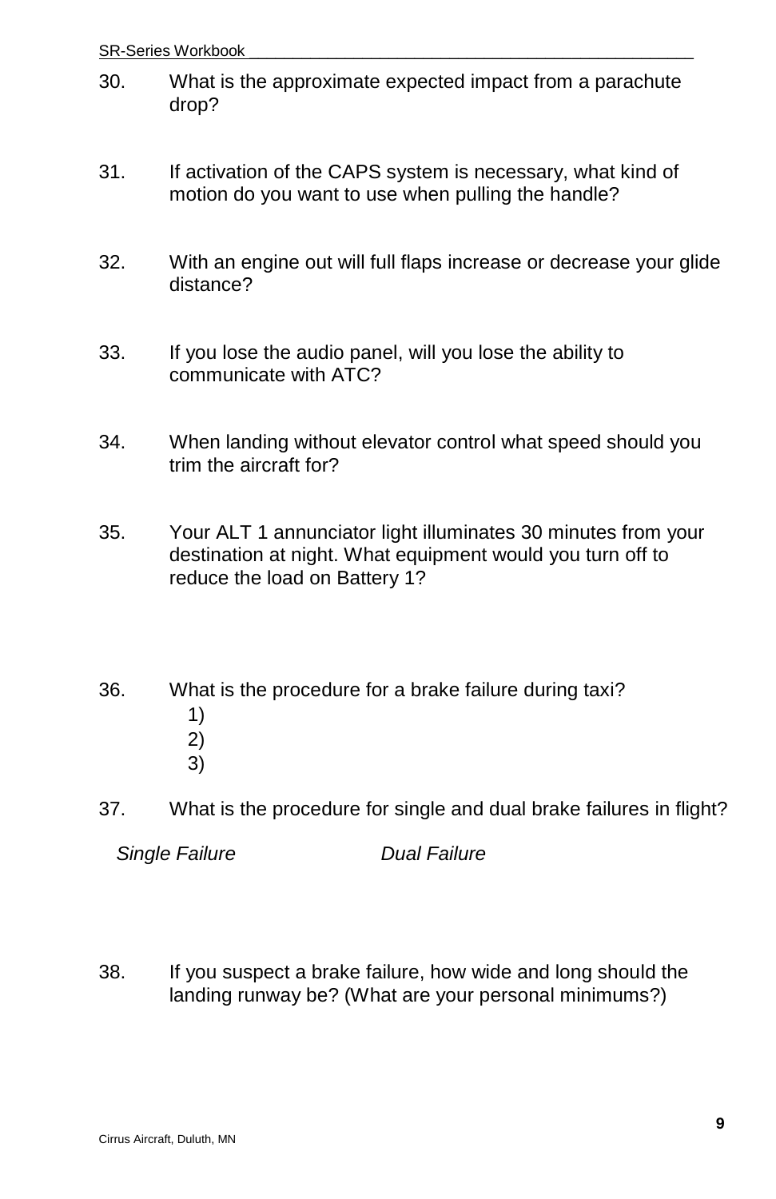30. What is the approximate expected impact from a parachute drop?

31. If activation of the CAPS system is necessary, what kind of motion do you want to use when pulling the handle?

32. With an engine out will full flaps increase or decrease your glide distance?

33. If you lose the audio panel, will you lose the ability to communicate with ATC?

34. When landing without elevator control what speed should you trim the aircraft for?

35. Your ALT 1 annunciator light illuminates 30 minutes from your destination at night. What equipment would you turn off to reduce the load on Battery 1?

36. What is the procedure for a brake failure during taxi?
    1)
    2)
    3)

37. What is the procedure for single and dual brake failures in flight?

    *Single Failure* *Dual Failure*

38. If you suspect a brake failure, how wide and long should the landing runway be? (What are your personal minimums?)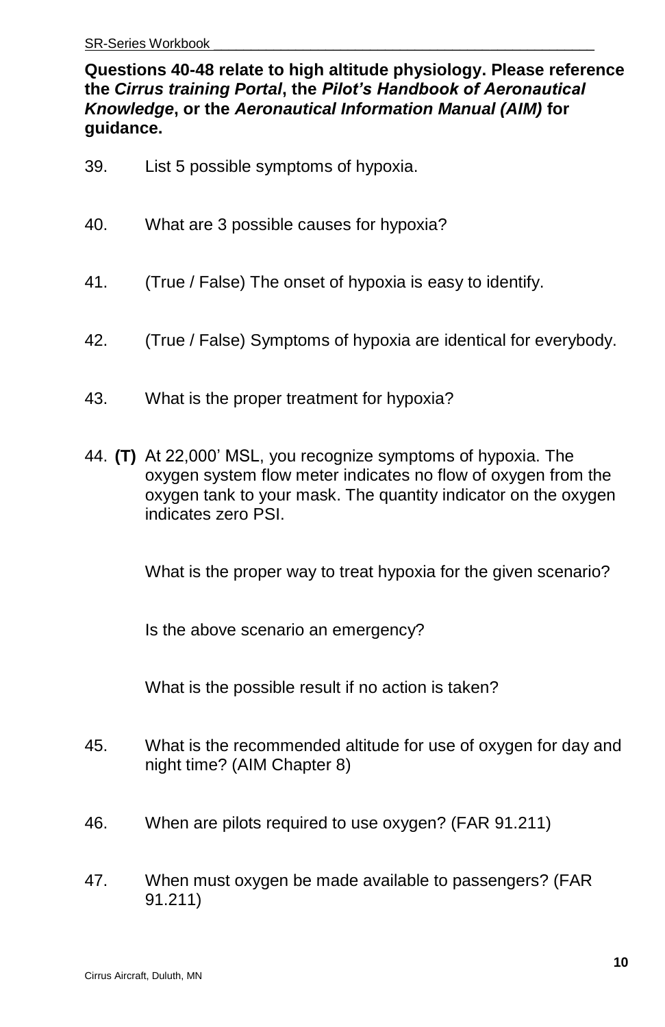**Questions 40-48 relate to high altitude physiology. Please reference the *Cirrus training Portal*, the *Pilot's Handbook of Aeronautical Knowledge*, or the *Aeronautical Information Manual (AIM)* for guidance.**

39. List 5 possible symptoms of hypoxia.

40. What are 3 possible causes for hypoxia?

41. (True / False) The onset of hypoxia is easy to identify.

42. (True / False) Symptoms of hypoxia are identical for everybody.

43. What is the proper treatment for hypoxia?

44. **(T)** At 22,000' MSL, you recognize symptoms of hypoxia. The oxygen system flow meter indicates no flow of oxygen from the oxygen tank to your mask. The quantity indicator on the oxygen indicates zero PSI.

    What is the proper way to treat hypoxia for the given scenario?

    Is the above scenario an emergency?

    What is the possible result if no action is taken?

45. What is the recommended altitude for use of oxygen for day and night time? (AIM Chapter 8)

46. When are pilots required to use oxygen? (FAR 91.211)

47. When must oxygen be made available to passengers? (FAR 91.211)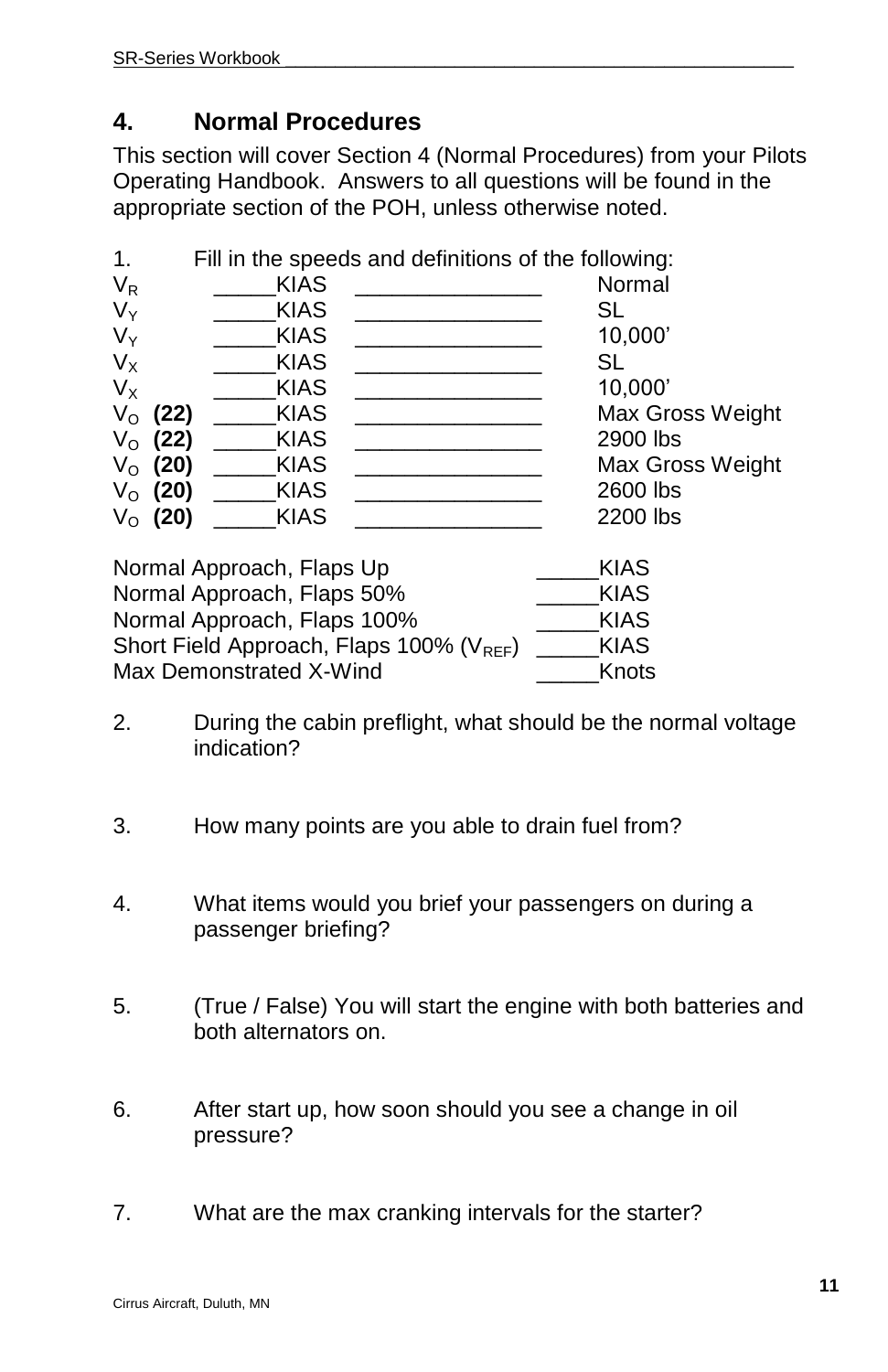## 4. Normal Procedures

This section will cover Section 4 (Normal Procedures) from your Pilots Operating Handbook. Answers to all questions will be found in the appropriate section of the POH, unless otherwise noted.

1. Fill in the speeds and definitions of the following:

| | | | |
|---|---|---|---|
| $V_R$ | _____KIAS | _______________ | Normal |
| $V_Y$ | _____KIAS | _______________ | SL |
| $V_Y$ | _____KIAS | _______________ | 10,000’ |
| $V_X$ | _____KIAS | _______________ | SL |
| $V_X$ | _____KIAS | _______________ | 10,000’ |
| $V_O$ **(22)** | _____KIAS | _______________ | Max Gross Weight |
| $V_O$ **(22)** | _____KIAS | _______________ | 2900 lbs |
| $V_O$ **(20)** | _____KIAS | _______________ | Max Gross Weight |
| $V_O$ **(20)** | _____KIAS | _______________ | 2600 lbs |
| $V_O$ **(20)** | _____KIAS | _______________ | 2200 lbs |

| | |
|---|---|
| Normal Approach, Flaps Up | _____KIAS |
| Normal Approach, Flaps 50% | _____KIAS |
| Normal Approach, Flaps 100% | _____KIAS |
| Short Field Approach, Flaps 100% ($V_{REF}$) | _____KIAS |
| Max Demonstrated X-Wind | _____Knots |

2. During the cabin preflight, what should be the normal voltage indication?

3. How many points are you able to drain fuel from?

4. What items would you brief your passengers on during a passenger briefing?

5. (True / False) You will start the engine with both batteries and both alternators on.

6. After start up, how soon should you see a change in oil pressure?

7. What are the max cranking intervals for the starter?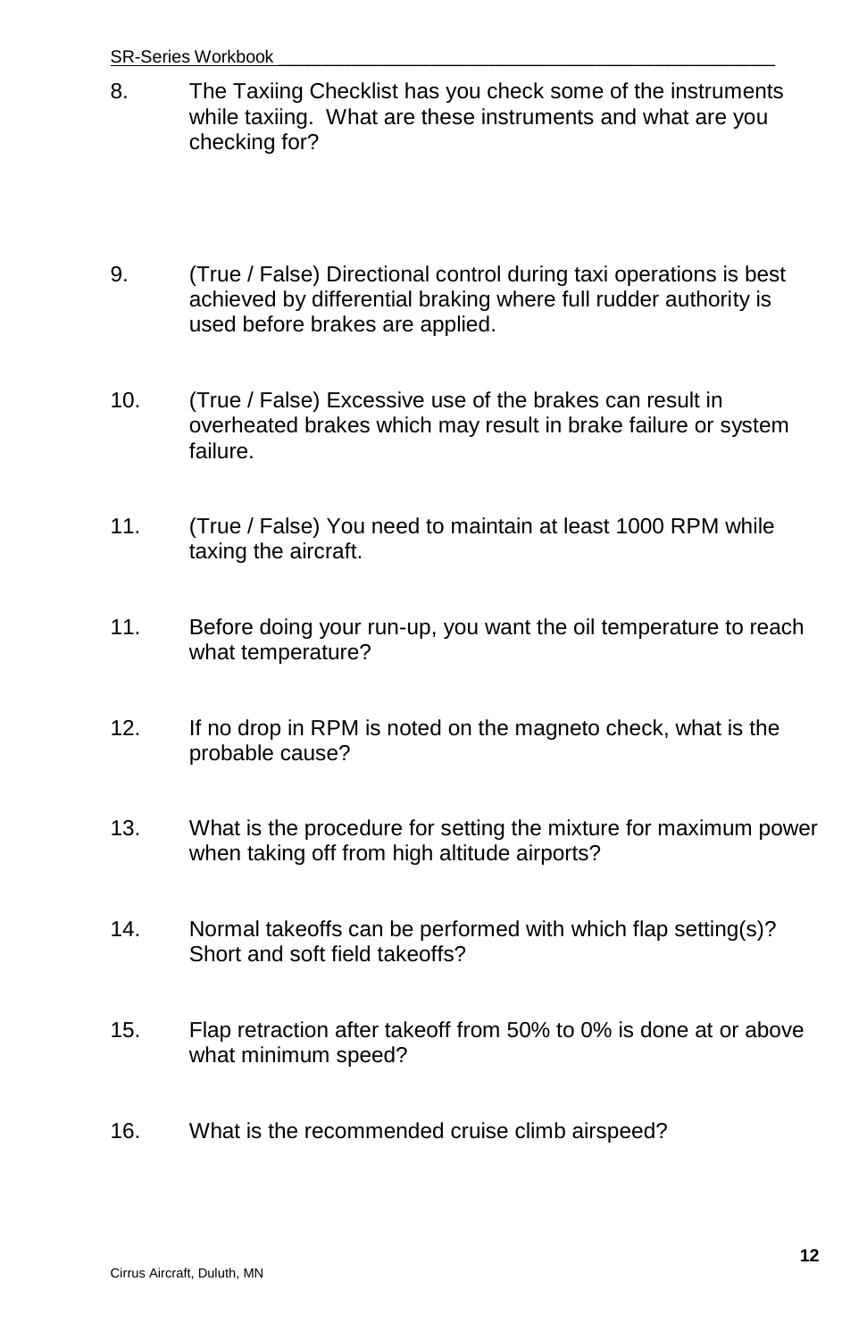8. The Taxiing Checklist has you check some of the instruments while taxiing. What are these instruments and what are you checking for?

9. (True / False) Directional control during taxi operations is best achieved by differential braking where full rudder authority is used before brakes are applied.

10. (True / False) Excessive use of the brakes can result in overheated brakes which may result in brake failure or system failure.

11. (True / False) You need to maintain at least 1000 RPM while taxing the aircraft.

11. Before doing your run-up, you want the oil temperature to reach what temperature?

12. If no drop in RPM is noted on the magneto check, what is the probable cause?

13. What is the procedure for setting the mixture for maximum power when taking off from high altitude airports?

14. Normal takeoffs can be performed with which flap setting(s)? Short and soft field takeoffs?

15. Flap retraction after takeoff from 50% to 0% is done at or above what minimum speed?

16. What is the recommended cruise climb airspeed?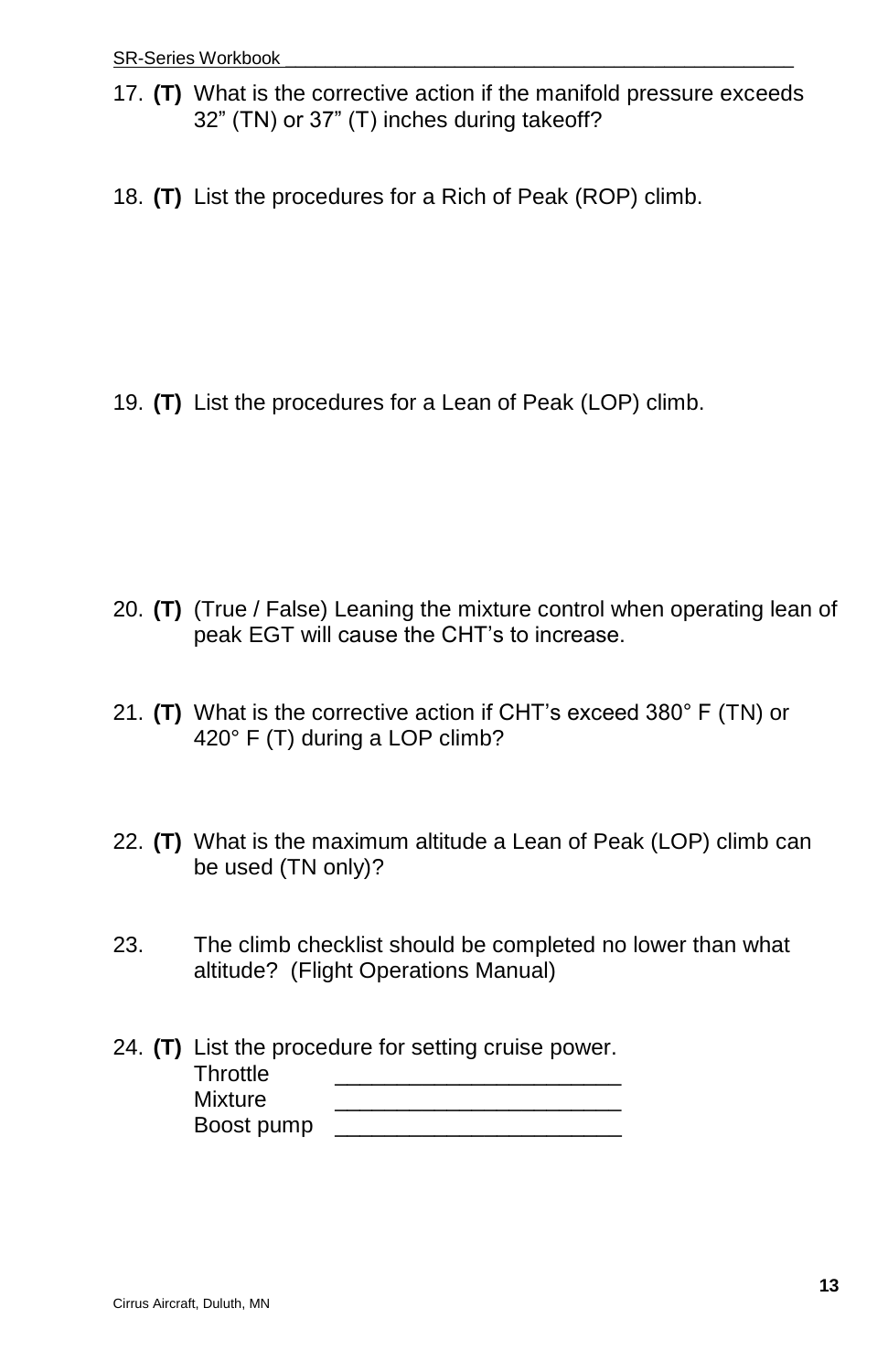17. **(T)** What is the corrective action if the manifold pressure exceeds 32” (TN) or 37” (T) inches during takeoff?

18. **(T)** List the procedures for a Rich of Peak (ROP) climb.

19. **(T)** List the procedures for a Lean of Peak (LOP) climb.

20. **(T)** (True / False) Leaning the mixture control when operating lean of peak EGT will cause the CHT’s to increase.

21. **(T)** What is the corrective action if CHT’s exceed 380° F (TN) or 420° F (T) during a LOP climb?

22. **(T)** What is the maximum altitude a Lean of Peak (LOP) climb can be used (TN only)?

23. The climb checklist should be completed no lower than what altitude? (Flight Operations Manual)

24. **(T)** List the procedure for setting cruise power.
    Throttle ______________________
    Mixture ______________________
    Boost pump ______________________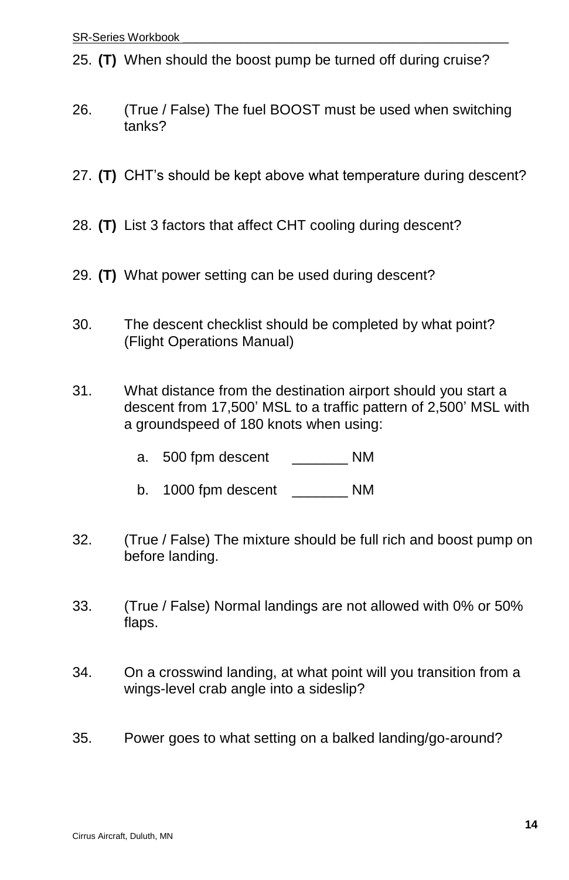25. **(T)** When should the boost pump be turned off during cruise?

26. (True / False) The fuel BOOST must be used when switching tanks?

27. **(T)** CHT's should be kept above what temperature during descent?

28. **(T)** List 3 factors that affect CHT cooling during descent?

29. **(T)** What power setting can be used during descent?

30. The descent checklist should be completed by what point? (Flight Operations Manual)

31. What distance from the destination airport should you start a descent from 17,500' MSL to a traffic pattern of 2,500' MSL with a groundspeed of 180 knots when using:

    a. 500 fpm descent _______ NM

    b. 1000 fpm descent _______ NM

32. (True / False) The mixture should be full rich and boost pump on before landing.

33. (True / False) Normal landings are not allowed with 0% or 50% flaps.

34. On a crosswind landing, at what point will you transition from a wings-level crab angle into a sideslip?

35. Power goes to what setting on a balked landing/go-around?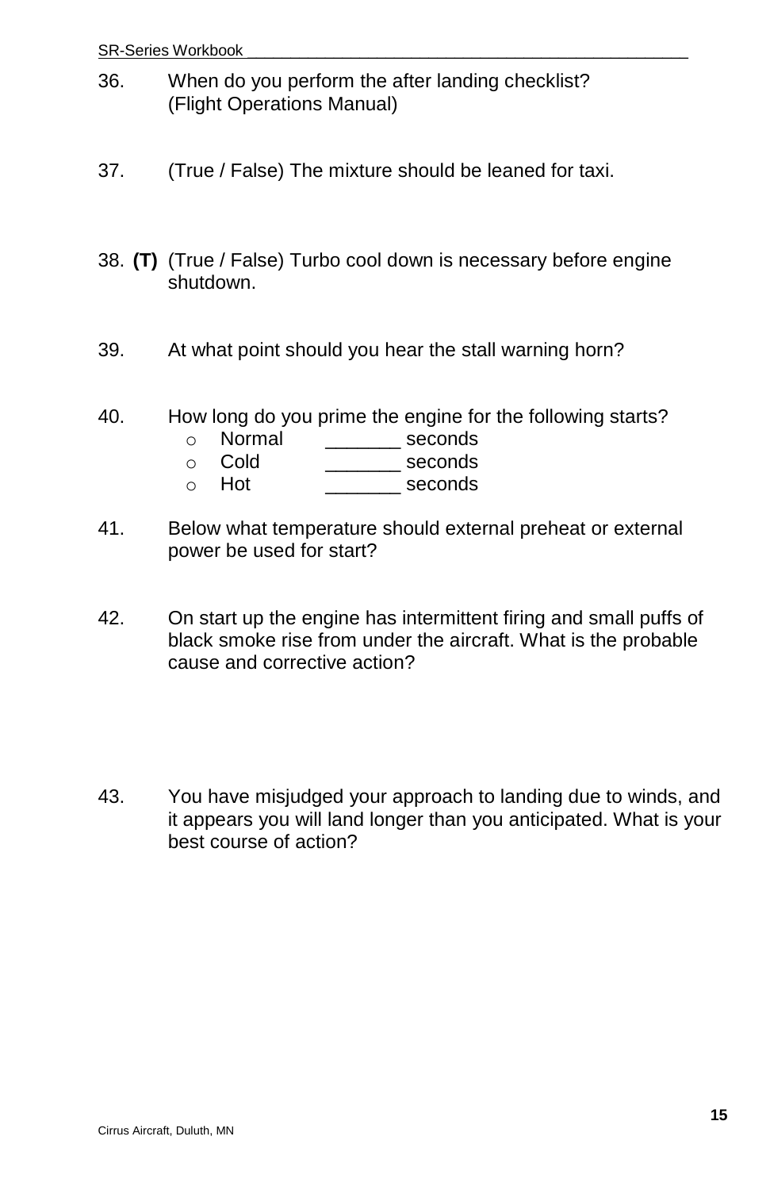36. When do you perform the after landing checklist? (Flight Operations Manual)

37. (True / False) The mixture should be leaned for taxi.

38. **(T)** (True / False) Turbo cool down is necessary before engine shutdown.

39. At what point should you hear the stall warning horn?

40. How long do you prime the engine for the following starts?
    - Normal _______ seconds
    - Cold _______ seconds
    - Hot _______ seconds

41. Below what temperature should external preheat or external power be used for start?

42. On start up the engine has intermittent firing and small puffs of black smoke rise from under the aircraft. What is the probable cause and corrective action?

43. You have misjudged your approach to landing due to winds, and it appears you will land longer than you anticipated. What is your best course of action?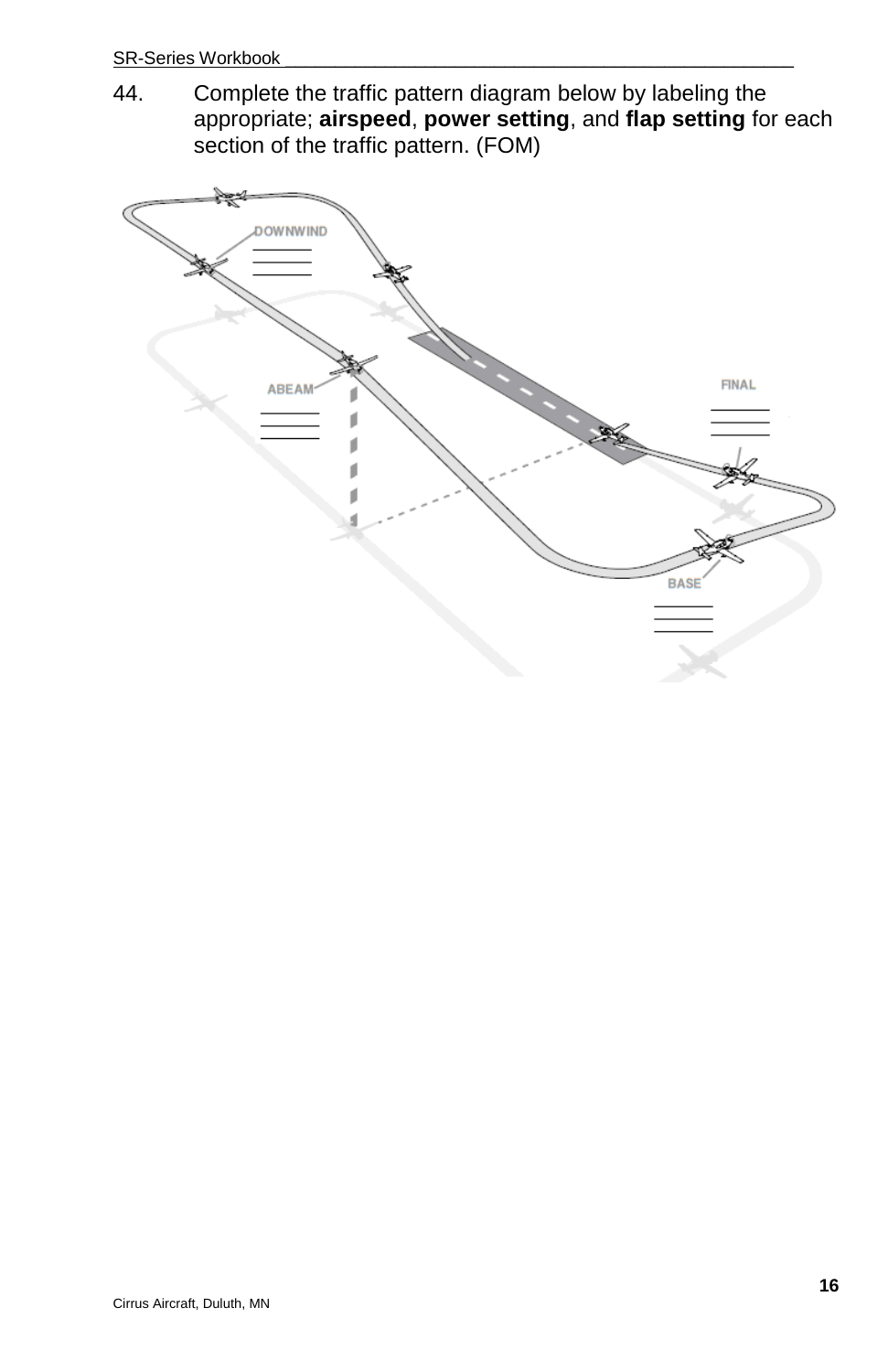44. Complete the traffic pattern diagram below by labeling the appropriate; **airspeed**, **power setting**, and **flap setting** for each section of the traffic pattern. (FOM)

DOWNWIND
\_\_\_\_\_\_
\_\_\_\_\_\_
\_\_\_\_\_\_

ABEAM
\_\_\_\_\_\_
\_\_\_\_\_\_
\_\_\_\_\_\_

FINAL
\_\_\_\_\_\_
\_\_\_\_\_\_
\_\_\_\_\_\_

BASE
\_\_\_\_\_\_
\_\_\_\_\_\_
\_\_\_\_\_\_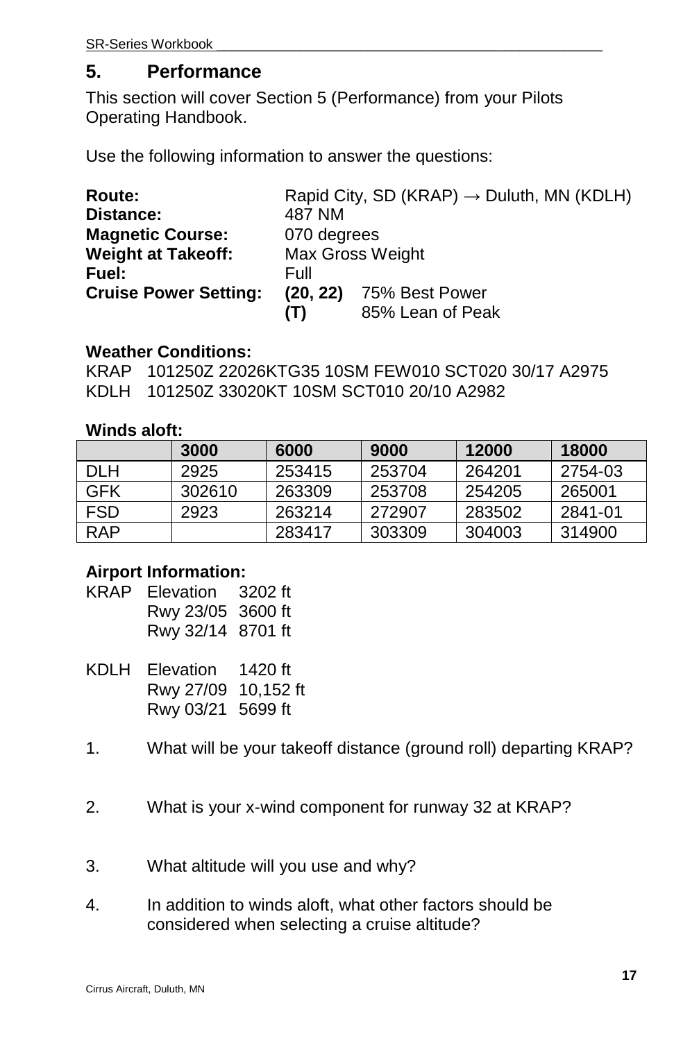## 5. Performance

This section will cover Section 5 (Performance) from your Pilots Operating Handbook.

Use the following information to answer the questions:

**Route:** Rapid City, SD (KRAP) → Duluth, MN (KDLH)
**Distance:** 487 NM
**Magnetic Course:** 070 degrees
**Weight at Takeoff:** Max Gross Weight
**Fuel:** Full
**Cruise Power Setting:** **(20, 22)** 75% Best Power
**(T)** 85% Lean of Peak

**Weather Conditions:**
KRAP 101250Z 22026KTG35 10SM FEW010 SCT020 30/17 A2975
KDLH 101250Z 33020KT 10SM SCT010 20/10 A2982

**Winds aloft:**

| | 3000 | 6000 | 9000 | 12000 | 18000 |
|---|---|---|---|---|---|
| DLH | 2925 | 253415 | 253704 | 264201 | 2754-03 |
| GFK | 302610 | 263309 | 253708 | 254205 | 265001 |
| FSD | 2923 | 263214 | 272907 | 283502 | 2841-01 |
| RAP | | 283417 | 303309 | 304003 | 314900 |

**Airport Information:**

KRAP Elevation 3202 ft
Rwy 23/05 3600 ft
Rwy 32/14 8701 ft

KDLH Elevation 1420 ft
Rwy 27/09 10,152 ft
Rwy 03/21 5699 ft

1. What will be your takeoff distance (ground roll) departing KRAP?

2. What is your x-wind component for runway 32 at KRAP?

3. What altitude will you use and why?

4. In addition to winds aloft, what other factors should be considered when selecting a cruise altitude?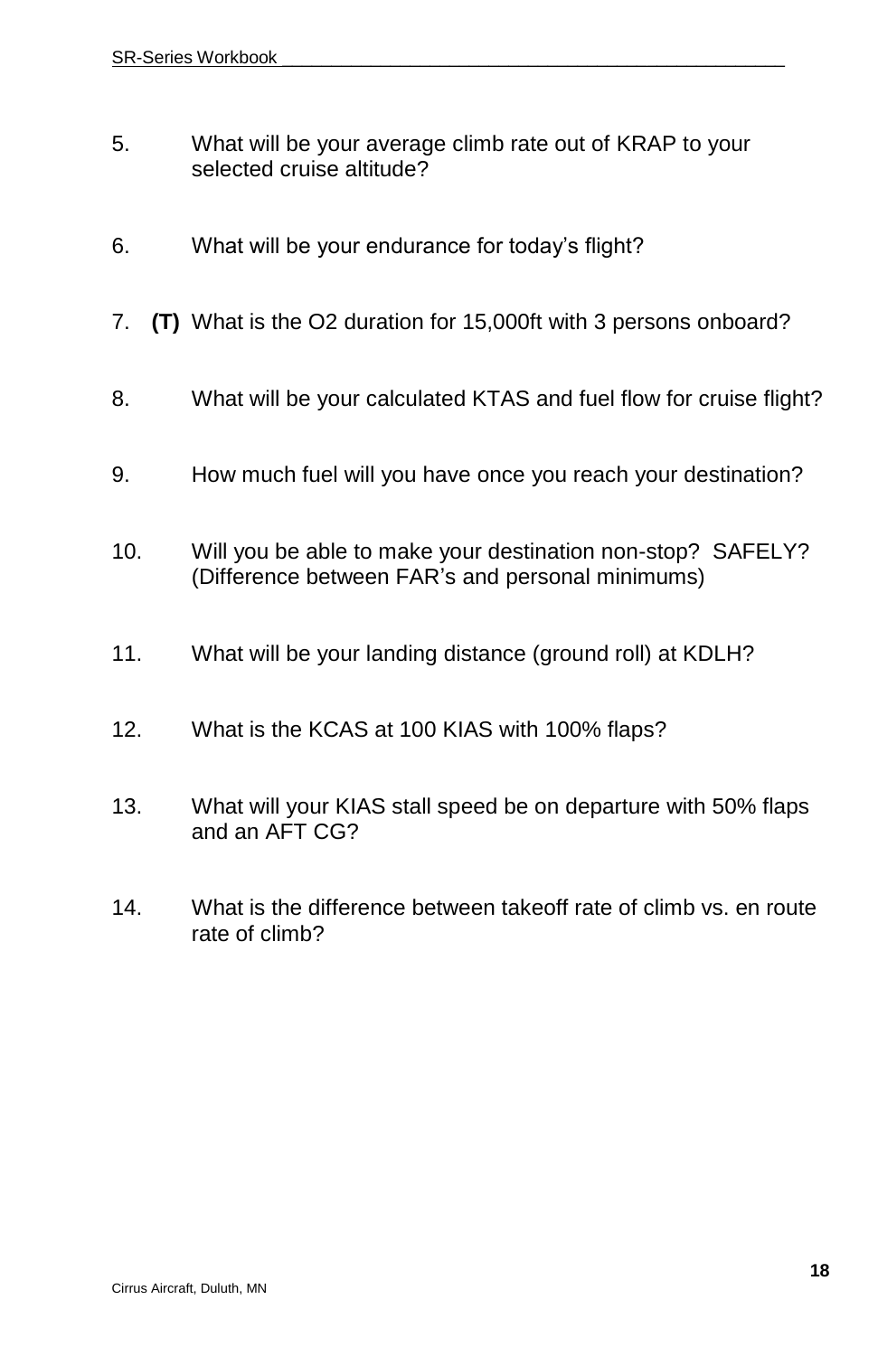5. What will be your average climb rate out of KRAP to your selected cruise altitude?

6. What will be your endurance for today's flight?

7. **(T)** What is the O2 duration for 15,000ft with 3 persons onboard?

8. What will be your calculated KTAS and fuel flow for cruise flight?

9. How much fuel will you have once you reach your destination?

10. Will you be able to make your destination non-stop? SAFELY? (Difference between FAR's and personal minimums)

11. What will be your landing distance (ground roll) at KDLH?

12. What is the KCAS at 100 KIAS with 100% flaps?

13. What will your KIAS stall speed be on departure with 50% flaps and an AFT CG?

14. What is the difference between takeoff rate of climb vs. en route rate of climb?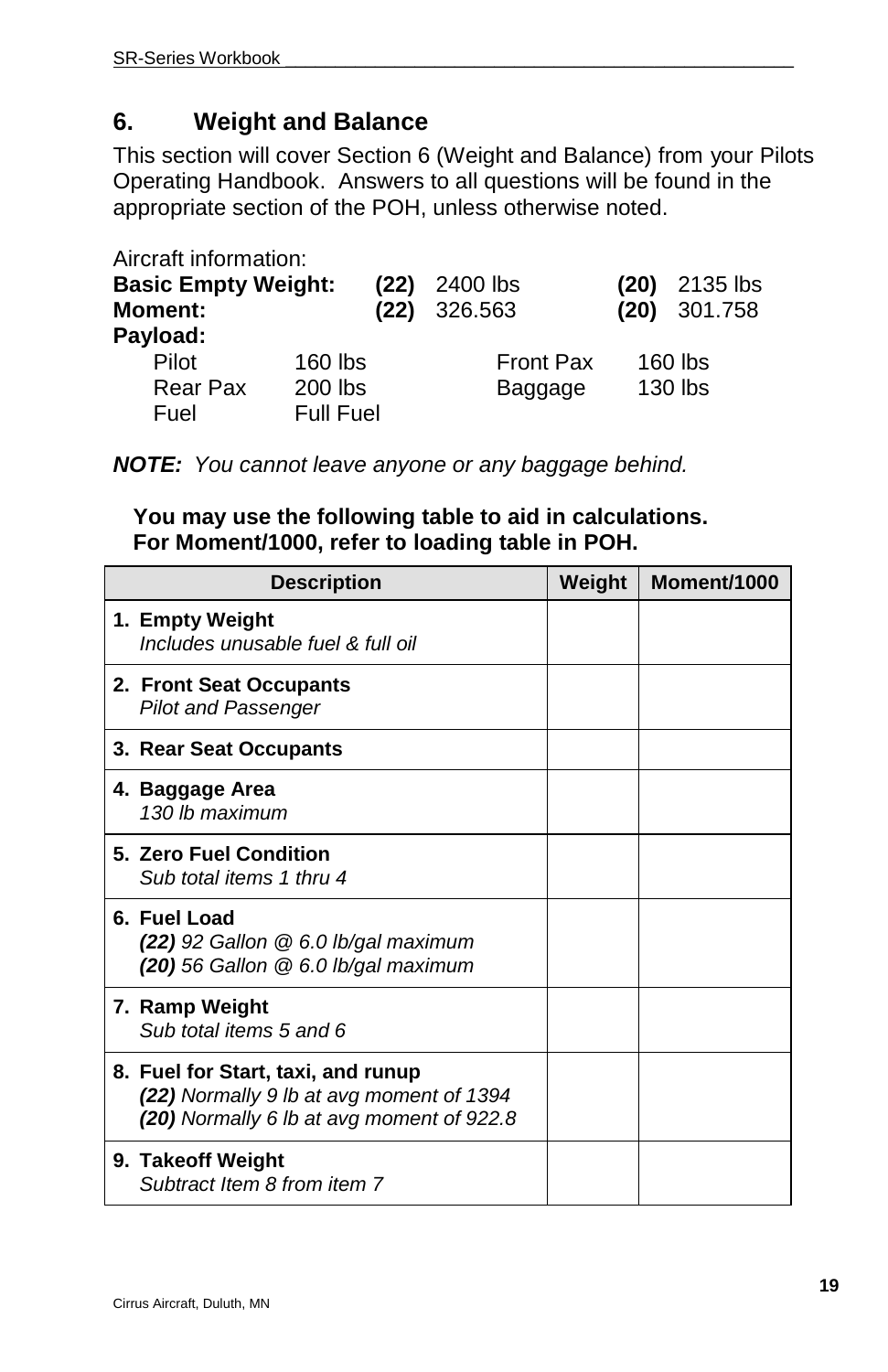## 6. Weight and Balance

This section will cover Section 6 (Weight and Balance) from your Pilots Operating Handbook. Answers to all questions will be found in the appropriate section of the POH, unless otherwise noted.

Aircraft information:

| | | | |
|---|---|---|---|
| **Basic Empty Weight:** | **(22)** 2400 lbs | **(20)** 2135 lbs | |
| **Moment:** | **(22)** 326.563 | **(20)** 301.758 | |

**Payload:**

| | | | |
|---|---|---|---|
| Pilot | 160 lbs | Front Pax | 160 lbs |
| Rear Pax | 200 lbs | Baggage | 130 lbs |
| Fuel | Full Fuel | | |

***NOTE:*** *You cannot leave anyone or any baggage behind.*

**You may use the following table to aid in calculations.**
**For Moment/1000, refer to loading table in POH.**

| Description | Weight | Moment/1000 |
|---|---|---|
| **1. Empty Weight**<br>*Includes unusable fuel & full oil* | | |
| **2. Front Seat Occupants**<br>*Pilot and Passenger* | | |
| **3. Rear Seat Occupants** | | |
| **4. Baggage Area**<br>*130 lb maximum* | | |
| **5. Zero Fuel Condition**<br>*Sub total items 1 thru 4* | | |
| **6. Fuel Load**<br>***(22)*** *92 Gallon @ 6.0 lb/gal maximum*<br>***(20)*** *56 Gallon @ 6.0 lb/gal maximum* | | |
| **7. Ramp Weight**<br>*Sub total items 5 and 6* | | |
| **8. Fuel for Start, taxi, and runup**<br>***(22)*** *Normally 9 lb at avg moment of 1394*<br>***(20)*** *Normally 6 lb at avg moment of 922.8* | | |
| **9. Takeoff Weight**<br>*Subtract Item 8 from item 7* | | |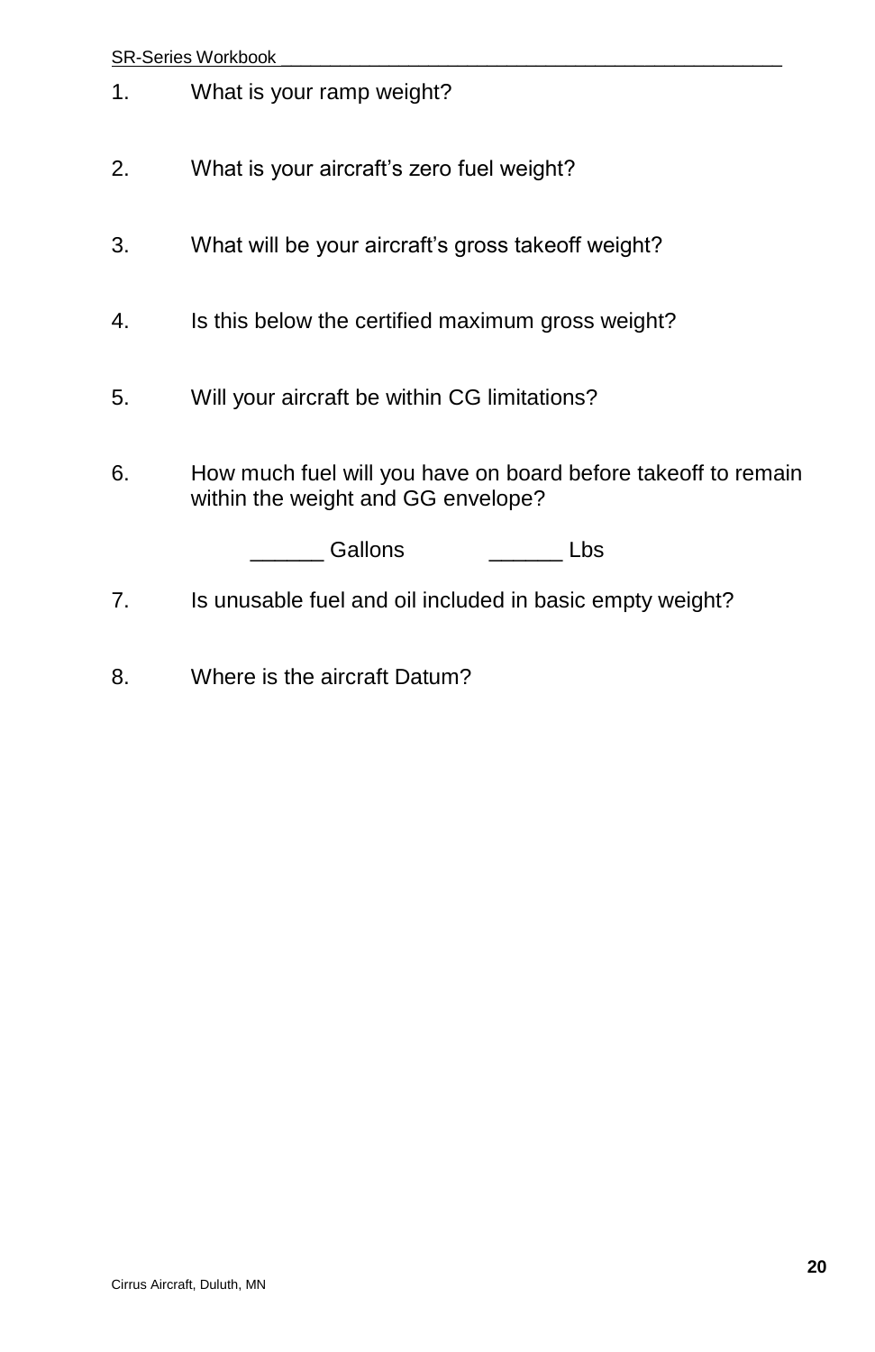1. What is your ramp weight?

2. What is your aircraft's zero fuel weight?

3. What will be your aircraft's gross takeoff weight?

4. Is this below the certified maximum gross weight?

5. Will your aircraft be within CG limitations?

6. How much fuel will you have on board before takeoff to remain within the weight and GG envelope?

   ______ Gallons ______ Lbs

7. Is unusable fuel and oil included in basic empty weight?

8. Where is the aircraft Datum?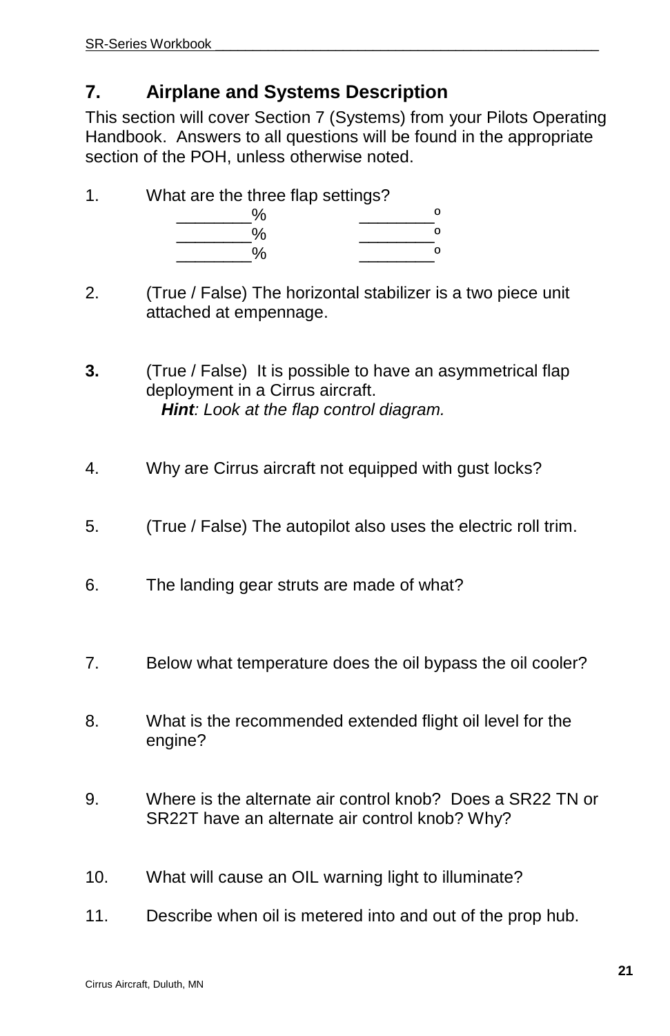## 7. Airplane and Systems Description

This section will cover Section 7 (Systems) from your Pilots Operating Handbook. Answers to all questions will be found in the appropriate section of the POH, unless otherwise noted.

1. What are the three flap settings?

   ________%  ________º  
   ________%  ________º  
   ________%  ________º

2. (True / False) The horizontal stabilizer is a two piece unit attached at empennage.

3. (True / False) It is possible to have an asymmetrical flap deployment in a Cirrus aircraft.  
   ***Hint**: Look at the flap control diagram.*

4. Why are Cirrus aircraft not equipped with gust locks?

5. (True / False) The autopilot also uses the electric roll trim.

6. The landing gear struts are made of what?

7. Below what temperature does the oil bypass the oil cooler?

8. What is the recommended extended flight oil level for the engine?

9. Where is the alternate air control knob? Does a SR22 TN or SR22T have an alternate air control knob? Why?

10. What will cause an OIL warning light to illuminate?

11. Describe when oil is metered into and out of the prop hub.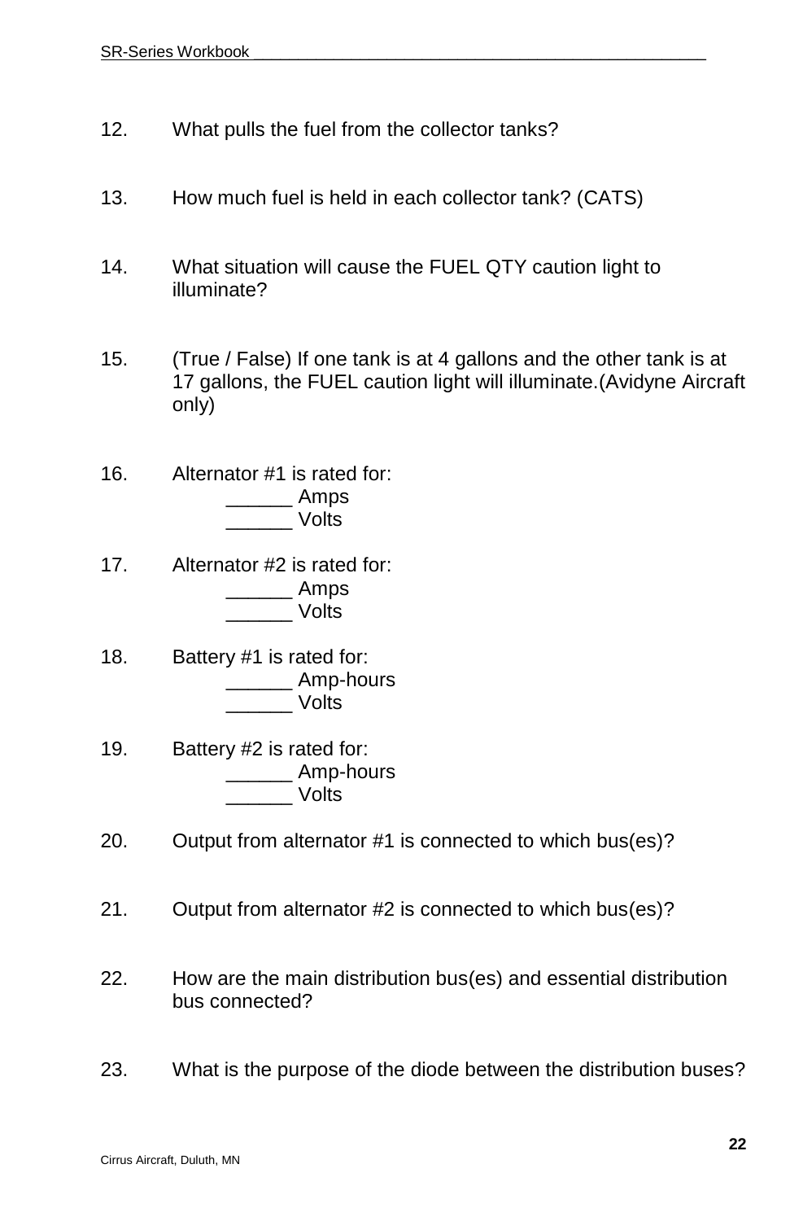12. What pulls the fuel from the collector tanks?

13. How much fuel is held in each collector tank? (CATS)

14. What situation will cause the FUEL QTY caution light to illuminate?

15. (True / False) If one tank is at 4 gallons and the other tank is at 17 gallons, the FUEL caution light will illuminate.(Avidyne Aircraft only)

16. Alternator #1 is rated for:
    ______ Amps
    ______ Volts

17. Alternator #2 is rated for:
    ______ Amps
    ______ Volts

18. Battery #1 is rated for:
    ______ Amp-hours
    ______ Volts

19. Battery #2 is rated for:
    ______ Amp-hours
    ______ Volts

20. Output from alternator #1 is connected to which bus(es)?

21. Output from alternator #2 is connected to which bus(es)?

22. How are the main distribution bus(es) and essential distribution bus connected?

23. What is the purpose of the diode between the distribution buses?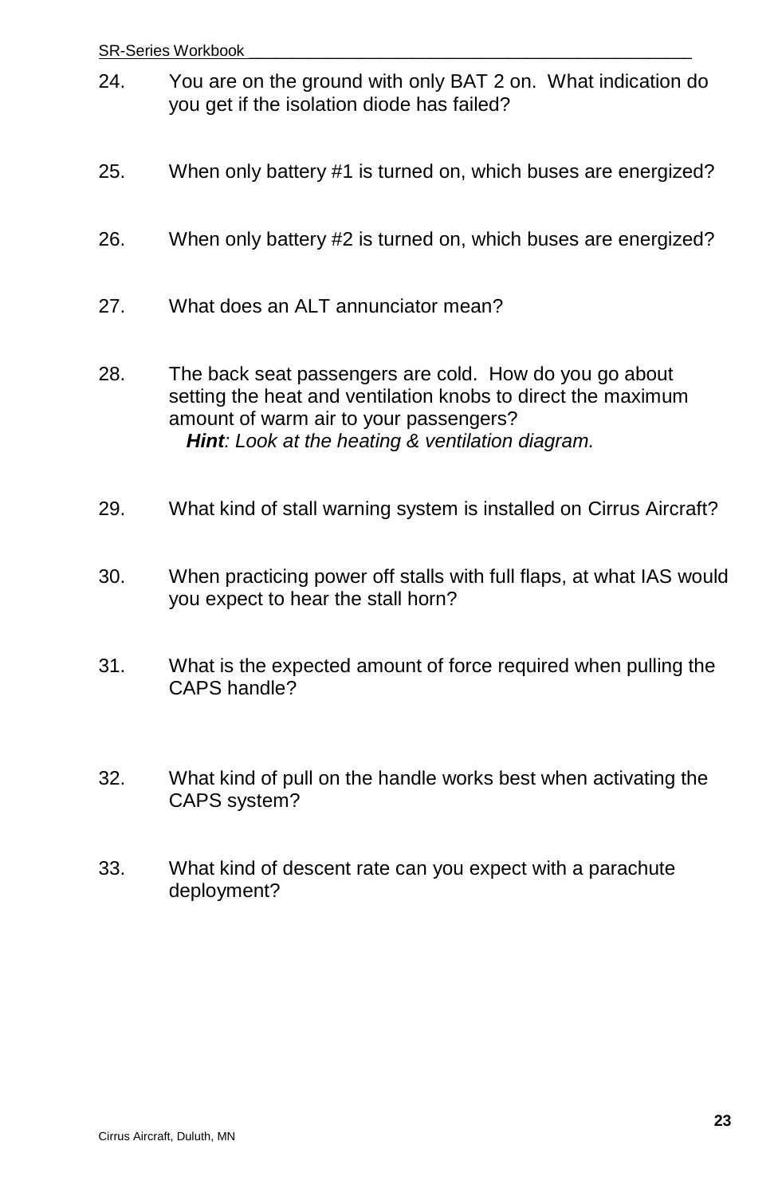24. You are on the ground with only BAT 2 on. What indication do you get if the isolation diode has failed?

25. When only battery #1 is turned on, which buses are energized?

26. When only battery #2 is turned on, which buses are energized?

27. What does an ALT annunciator mean?

28. The back seat passengers are cold. How do you go about setting the heat and ventilation knobs to direct the maximum amount of warm air to your passengers?
    ***Hint****: Look at the heating & ventilation diagram.*

29. What kind of stall warning system is installed on Cirrus Aircraft?

30. When practicing power off stalls with full flaps, at what IAS would you expect to hear the stall horn?

31. What is the expected amount of force required when pulling the CAPS handle?

32. What kind of pull on the handle works best when activating the CAPS system?

33. What kind of descent rate can you expect with a parachute deployment?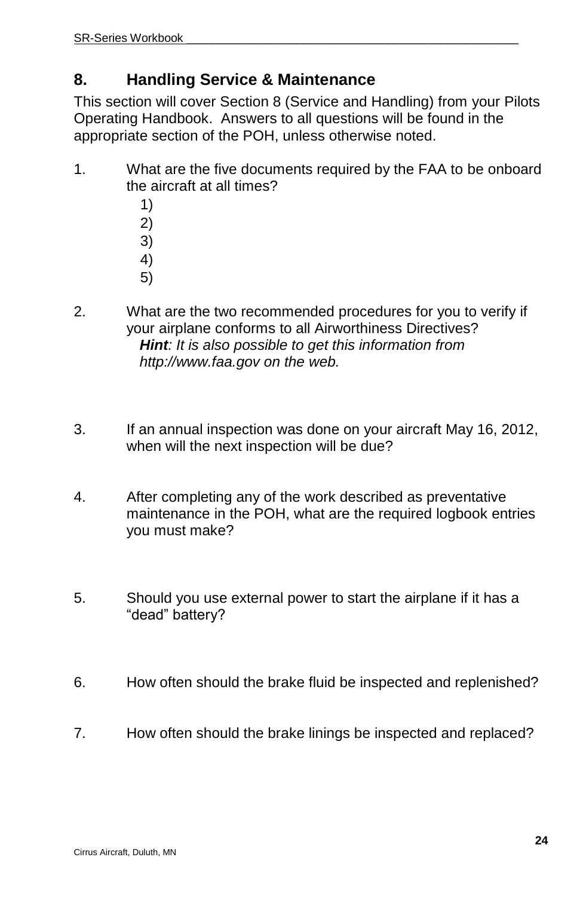## 8. Handling Service & Maintenance

This section will cover Section 8 (Service and Handling) from your Pilots Operating Handbook. Answers to all questions will be found in the appropriate section of the POH, unless otherwise noted.

1. What are the five documents required by the FAA to be onboard the aircraft at all times?
   1)
   2)
   3)
   4)
   5)

2. What are the two recommended procedures for you to verify if your airplane conforms to all Airworthiness Directives?
   ***Hint****: It is also possible to get this information from http://www.faa.gov on the web.*

3. If an annual inspection was done on your aircraft May 16, 2012, when will the next inspection will be due?

4. After completing any of the work described as preventative maintenance in the POH, what are the required logbook entries you must make?

5. Should you use external power to start the airplane if it has a "dead" battery?

6. How often should the brake fluid be inspected and replenished?

7. How often should the brake linings be inspected and replaced?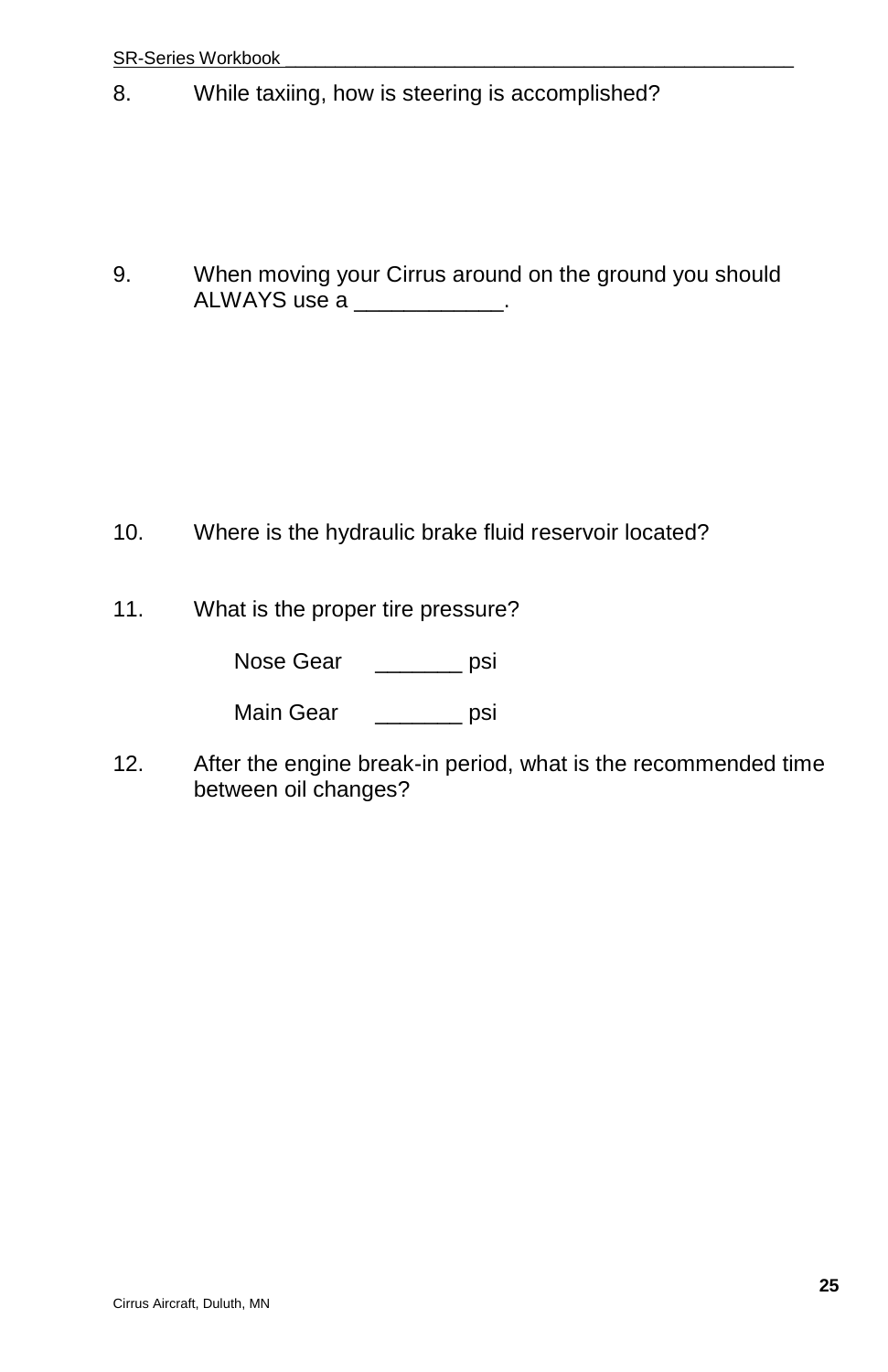8. While taxiing, how is steering is accomplished?

9. When moving your Cirrus around on the ground you should ALWAYS use a ____________.

10. Where is the hydraulic brake fluid reservoir located?

11. What is the proper tire pressure?

    Nose Gear _______ psi

    Main Gear _______ psi

12. After the engine break-in period, what is the recommended time between oil changes?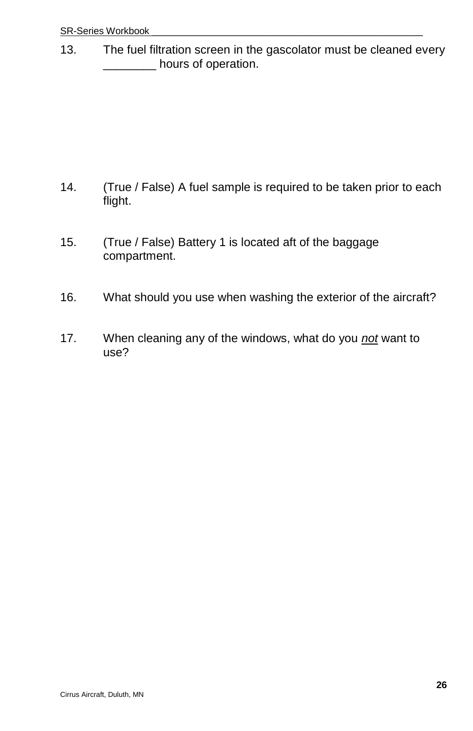13. The fuel filtration screen in the gascolator must be cleaned every ________ hours of operation.

14. (True / False) A fuel sample is required to be taken prior to each flight.

15. (True / False) Battery 1 is located aft of the baggage compartment.

16. What should you use when washing the exterior of the aircraft?

17. When cleaning any of the windows, what do you *not* want to use?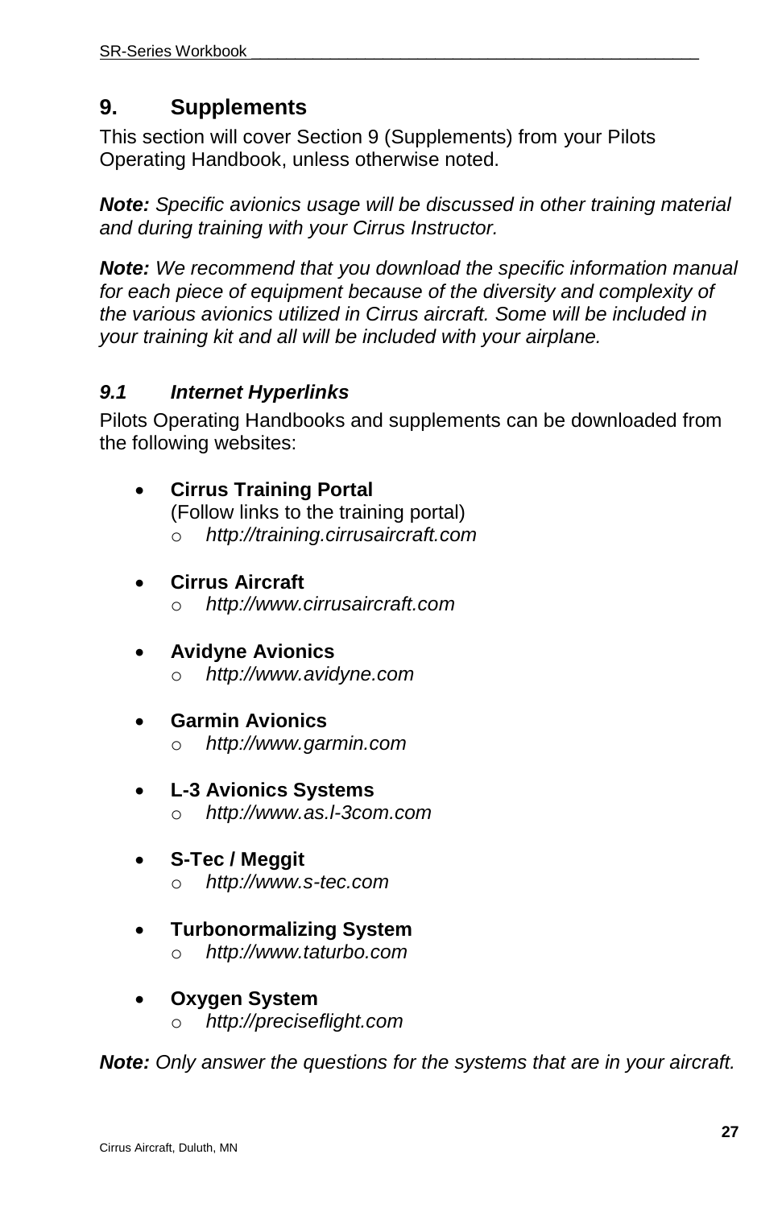## 9. Supplements

This section will cover Section 9 (Supplements) from your Pilots Operating Handbook, unless otherwise noted.

***Note:*** *Specific avionics usage will be discussed in other training material and during training with your Cirrus Instructor.*

***Note:*** *We recommend that you download the specific information manual for each piece of equipment because of the diversity and complexity of the various avionics utilized in Cirrus aircraft. Some will be included in your training kit and all will be included with your airplane.*

### *9.1 Internet Hyperlinks*

Pilots Operating Handbooks and supplements can be downloaded from the following websites:

- **Cirrus Training Portal**
  (Follow links to the training portal)
  - *http://training.cirrusaircraft.com*
- **Cirrus Aircraft**
  - *http://www.cirrusaircraft.com*
- **Avidyne Avionics**
  - *http://www.avidyne.com*
- **Garmin Avionics**
  - *http://www.garmin.com*
- **L-3 Avionics Systems**
  - *http://www.as.l-3com.com*
- **S-Tec / Meggit**
  - *http://www.s-tec.com*
- **Turbonormalizing System**
  - *http://www.taturbo.com*
- **Oxygen System**
  - *http://preciseflight.com*

***Note:*** *Only answer the questions for the systems that are in your aircraft.*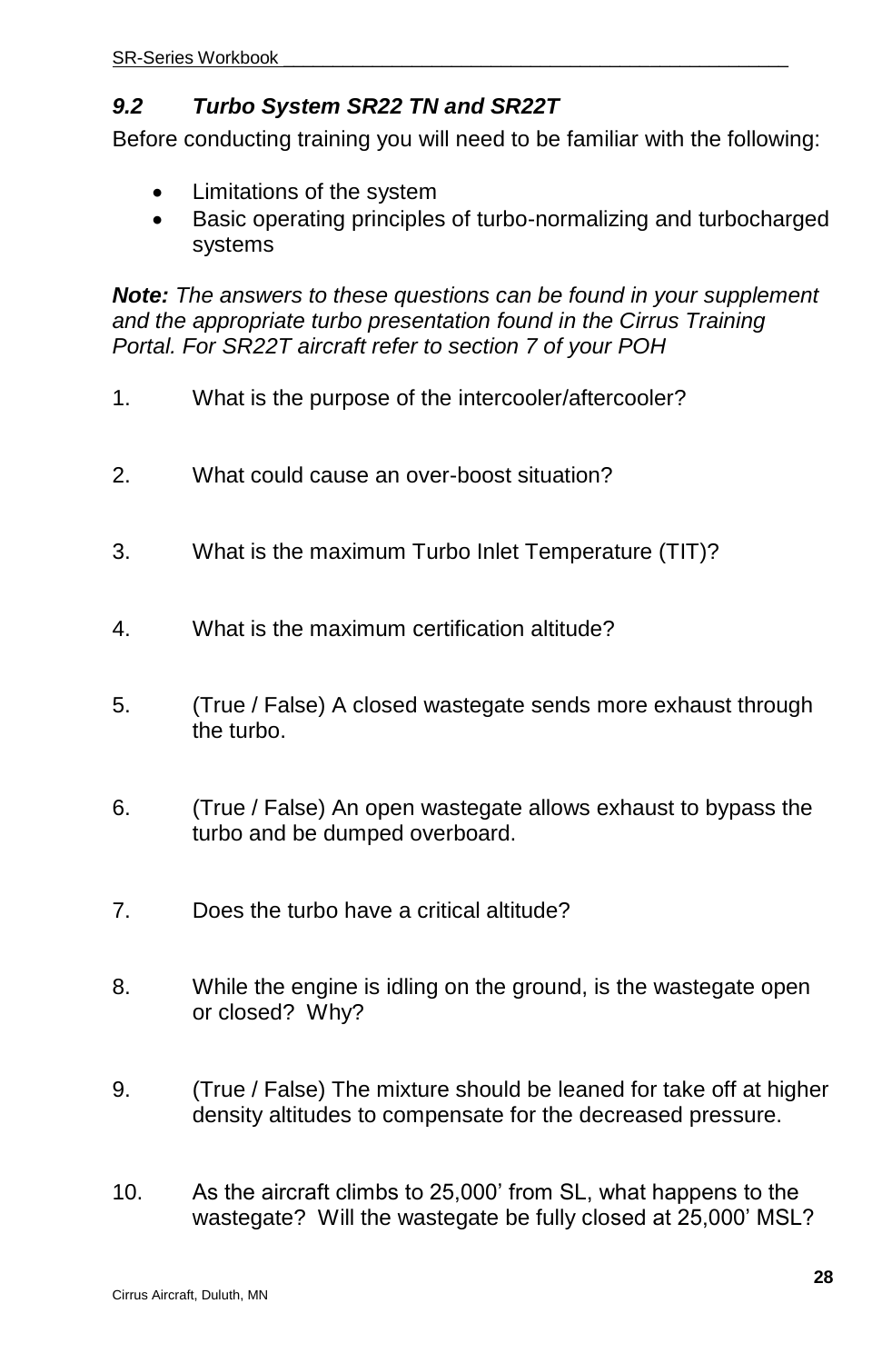### *9.2 Turbo System SR22 TN and SR22T*

Before conducting training you will need to be familiar with the following:

- Limitations of the system
- Basic operating principles of turbo-normalizing and turbocharged systems

***Note:*** *The answers to these questions can be found in your supplement and the appropriate turbo presentation found in the Cirrus Training Portal. For SR22T aircraft refer to section 7 of your POH*

1. What is the purpose of the intercooler/aftercooler?

2. What could cause an over-boost situation?

3. What is the maximum Turbo Inlet Temperature (TIT)?

4. What is the maximum certification altitude?

5. (True / False) A closed wastegate sends more exhaust through the turbo.

6. (True / False) An open wastegate allows exhaust to bypass the turbo and be dumped overboard.

7. Does the turbo have a critical altitude?

8. While the engine is idling on the ground, is the wastegate open or closed? Why?

9. (True / False) The mixture should be leaned for take off at higher density altitudes to compensate for the decreased pressure.

10. As the aircraft climbs to 25,000’ from SL, what happens to the wastegate? Will the wastegate be fully closed at 25,000’ MSL?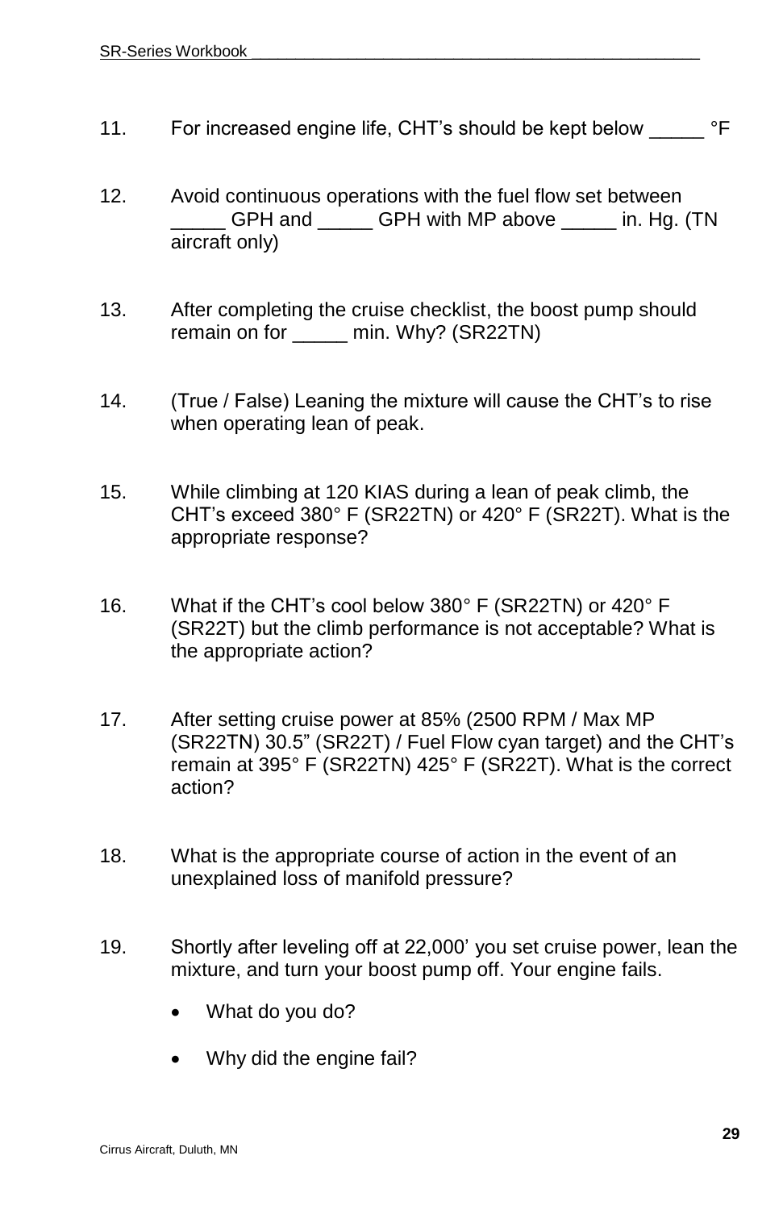11. For increased engine life, CHT's should be kept below _____ °F

12. Avoid continuous operations with the fuel flow set between _____ GPH and _____ GPH with MP above _____ in. Hg. (TN aircraft only)

13. After completing the cruise checklist, the boost pump should remain on for _____ min. Why? (SR22TN)

14. (True / False) Leaning the mixture will cause the CHT's to rise when operating lean of peak.

15. While climbing at 120 KIAS during a lean of peak climb, the CHT's exceed 380° F (SR22TN) or 420° F (SR22T). What is the appropriate response?

16. What if the CHT's cool below 380° F (SR22TN) or 420° F (SR22T) but the climb performance is not acceptable? What is the appropriate action?

17. After setting cruise power at 85% (2500 RPM / Max MP (SR22TN) 30.5" (SR22T) / Fuel Flow cyan target) and the CHT's remain at 395° F (SR22TN) 425° F (SR22T). What is the correct action?

18. What is the appropriate course of action in the event of an unexplained loss of manifold pressure?

19. Shortly after leveling off at 22,000' you set cruise power, lean the mixture, and turn your boost pump off. Your engine fails.

    - What do you do?
    - Why did the engine fail?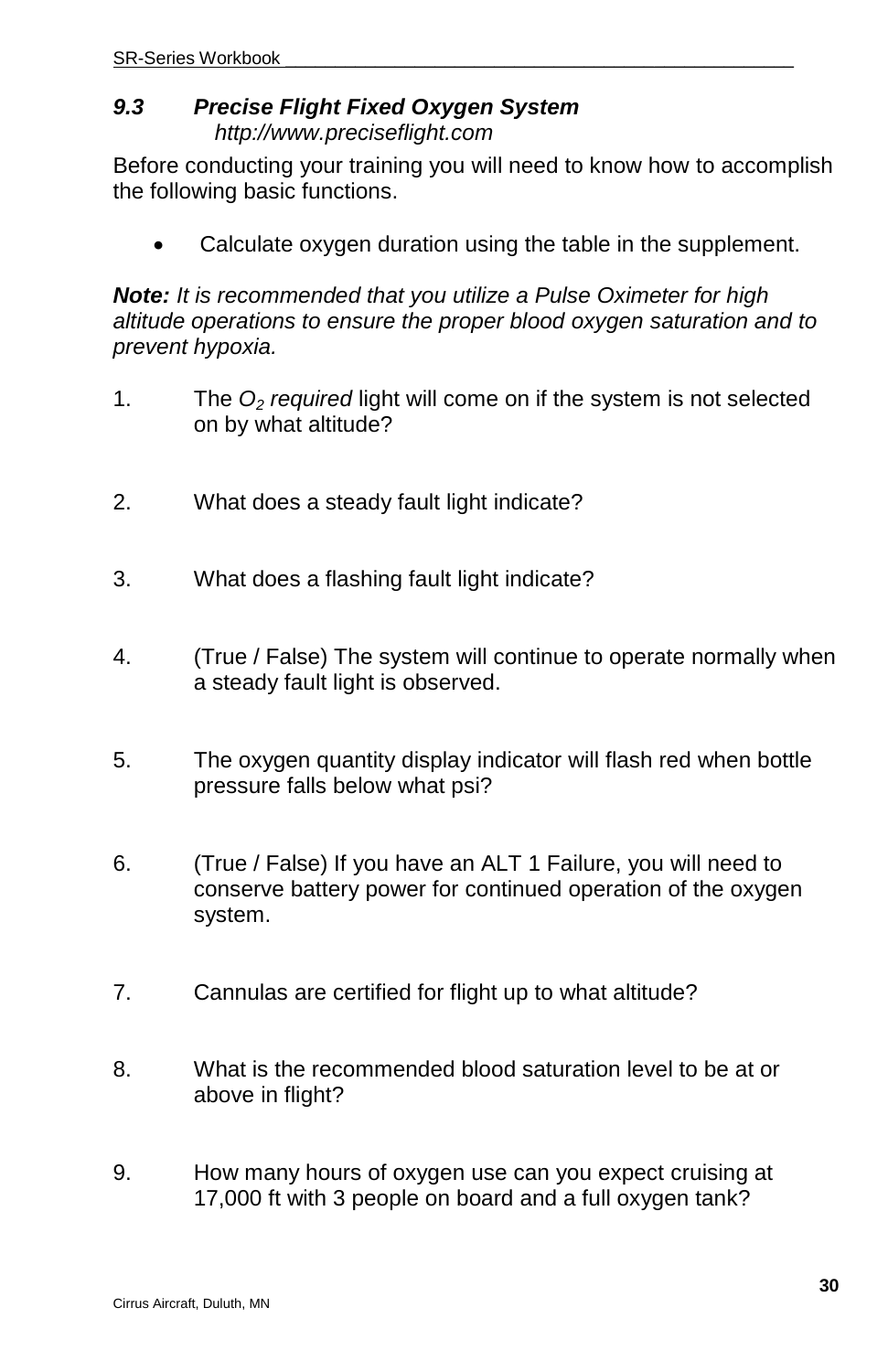### *9.3 Precise Flight Fixed Oxygen System*

*http://www.preciseflight.com*

Before conducting your training you will need to know how to accomplish the following basic functions.

- Calculate oxygen duration using the table in the supplement.

***Note:*** *It is recommended that you utilize a Pulse Oximeter for high altitude operations to ensure the proper blood oxygen saturation and to prevent hypoxia.*

1. The *$O_2$ required* light will come on if the system is not selected on by what altitude?

2. What does a steady fault light indicate?

3. What does a flashing fault light indicate?

4. (True / False) The system will continue to operate normally when a steady fault light is observed.

5. The oxygen quantity display indicator will flash red when bottle pressure falls below what psi?

6. (True / False) If you have an ALT 1 Failure, you will need to conserve battery power for continued operation of the oxygen system.

7. Cannulas are certified for flight up to what altitude?

8. What is the recommended blood saturation level to be at or above in flight?

9. How many hours of oxygen use can you expect cruising at 17,000 ft with 3 people on board and a full oxygen tank?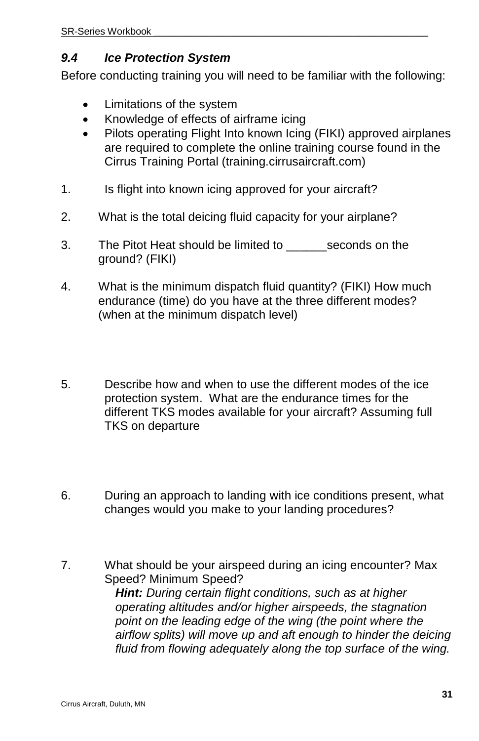### *9.4 Ice Protection System*

Before conducting training you will need to be familiar with the following:

- Limitations of the system
- Knowledge of effects of airframe icing
- Pilots operating Flight Into known Icing (FIKI) approved airplanes are required to complete the online training course found in the Cirrus Training Portal (training.cirrusaircraft.com)

1. Is flight into known icing approved for your aircraft?

2. What is the total deicing fluid capacity for your airplane?

3. The Pitot Heat should be limited to ______seconds on the ground? (FIKI)

4. What is the minimum dispatch fluid quantity? (FIKI) How much endurance (time) do you have at the three different modes? (when at the minimum dispatch level)

5. Describe how and when to use the different modes of the ice protection system. What are the endurance times for the different TKS modes available for your aircraft? Assuming full TKS on departure

6. During an approach to landing with ice conditions present, what changes would you make to your landing procedures?

7. What should be your airspeed during an icing encounter? Max Speed? Minimum Speed?
   ***Hint:*** *During certain flight conditions, such as at higher operating altitudes and/or higher airspeeds, the stagnation point on the leading edge of the wing (the point where the airflow splits) will move up and aft enough to hinder the deicing fluid from flowing adequately along the top surface of the wing.*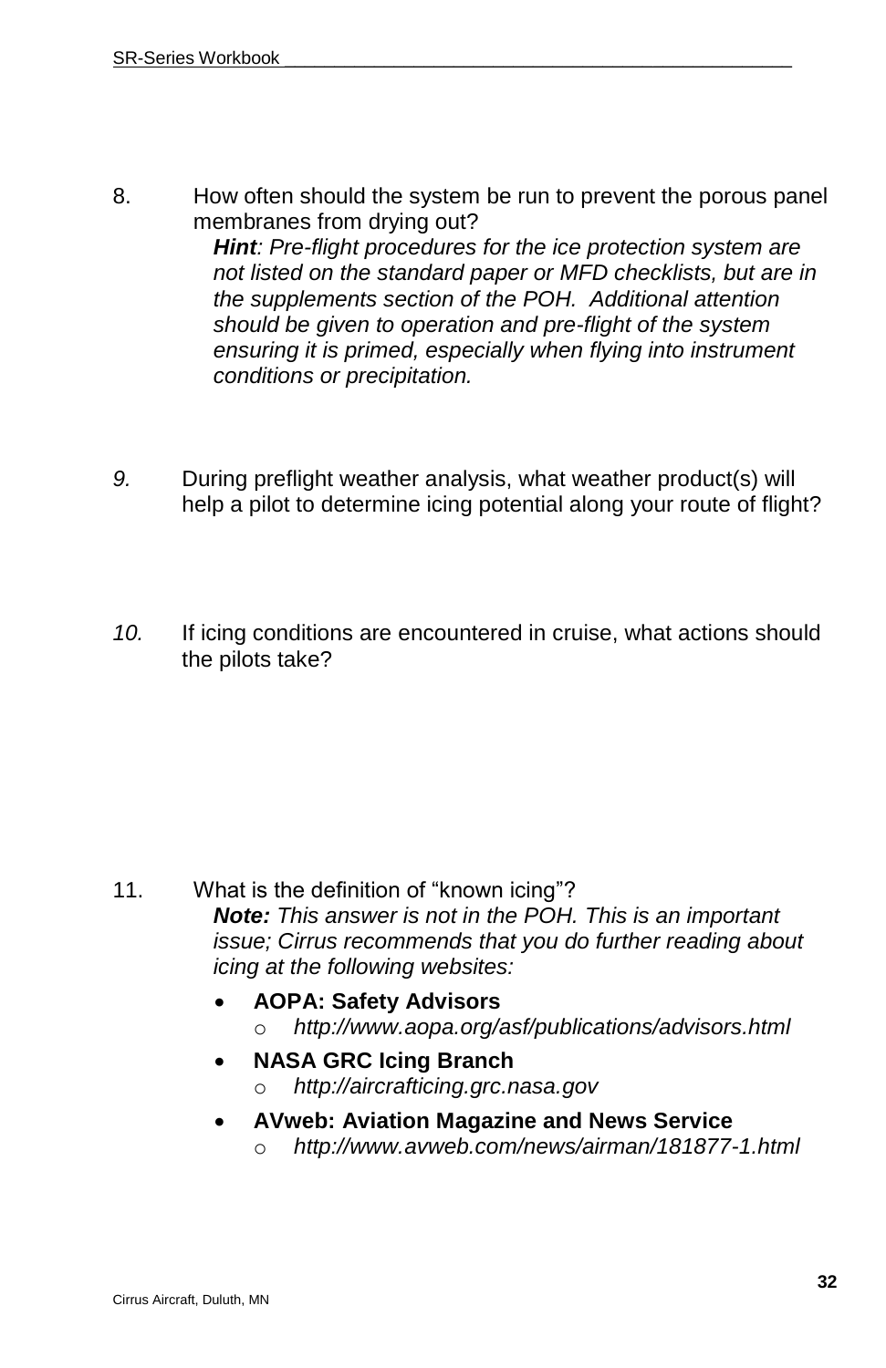8. How often should the system be run to prevent the porous panel membranes from drying out?
   ***Hint**: Pre-flight procedures for the ice protection system are not listed on the standard paper or MFD checklists, but are in the supplements section of the POH. Additional attention should be given to operation and pre-flight of the system ensuring it is primed, especially when flying into instrument conditions or precipitation.*

*9.* During preflight weather analysis, what weather product(s) will help a pilot to determine icing potential along your route of flight?

*10.* If icing conditions are encountered in cruise, what actions should the pilots take?

11. What is the definition of "known icing"?
   ***Note:** This answer is not in the POH. This is an important issue; Cirrus recommends that you do further reading about icing at the following websites:*

   - **AOPA: Safety Advisors**
     - *http://www.aopa.org/asf/publications/advisors.html*
   - **NASA GRC Icing Branch**
     - *http://aircrafticing.grc.nasa.gov*
   - **AVweb: Aviation Magazine and News Service**
     - *http://www.avweb.com/news/airman/181877-1.html*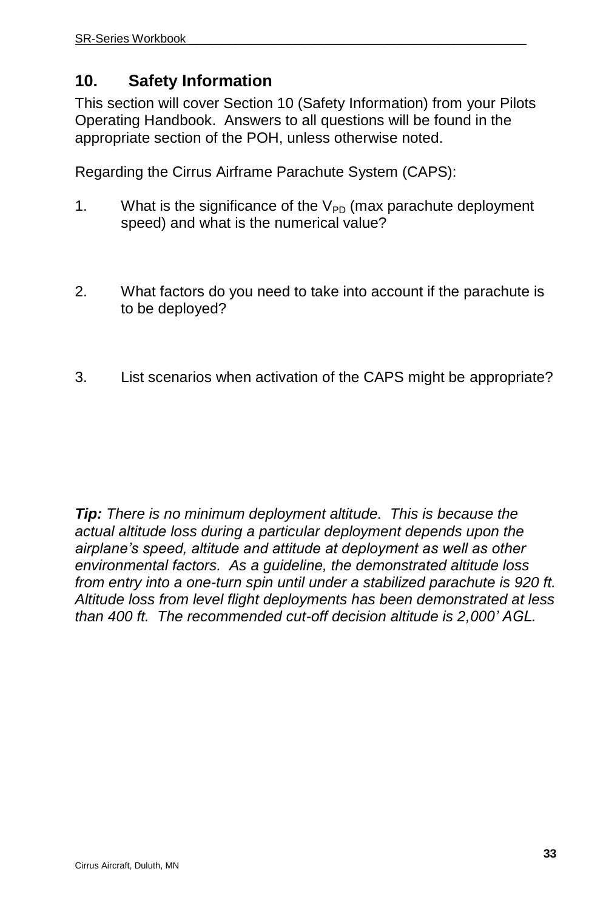## 10. Safety Information

This section will cover Section 10 (Safety Information) from your Pilots Operating Handbook. Answers to all questions will be found in the appropriate section of the POH, unless otherwise noted.

Regarding the Cirrus Airframe Parachute System (CAPS):

1. What is the significance of the $V_{PD}$ (max parachute deployment speed) and what is the numerical value?

2. What factors do you need to take into account if the parachute is to be deployed?

3. List scenarios when activation of the CAPS might be appropriate?

***Tip:*** *There is no minimum deployment altitude. This is because the actual altitude loss during a particular deployment depends upon the airplane's speed, altitude and attitude at deployment as well as other environmental factors. As a guideline, the demonstrated altitude loss from entry into a one-turn spin until under a stabilized parachute is 920 ft. Altitude loss from level flight deployments has been demonstrated at less than 400 ft. The recommended cut-off decision altitude is 2,000' AGL.*